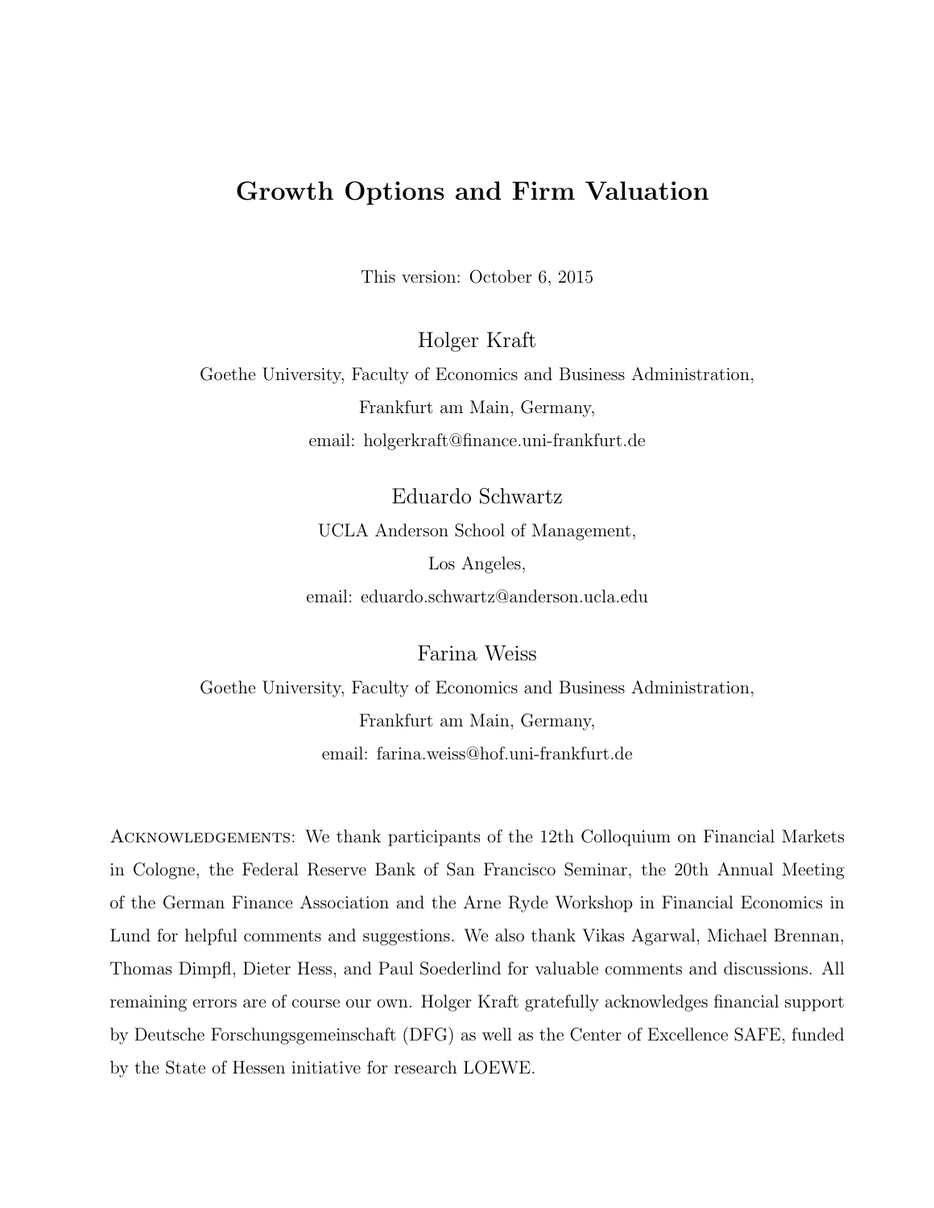# Growth Options and Firm Valuation

This version: October 6, 2015

Holger Kraft

Goethe University, Faculty of Economics and Business Administration,

Frankfurt am Main, Germany,

email: holgerkraft@finance.uni-frankfurt.de

Eduardo Schwartz

UCLA Anderson School of Management,

Los Angeles,

email: eduardo.schwartz@anderson.ucla.edu

Farina Weiss

Goethe University, Faculty of Economics and Business Administration,

Frankfurt am Main, Germany,

email: farina.weiss@hof.uni-frankfurt.de

Acknowledgements: We thank participants of the 12th Colloquium on Financial Markets in Cologne, the Federal Reserve Bank of San Francisco Seminar, the 20th Annual Meeting of the German Finance Association and the Arne Ryde Workshop in Financial Economics in Lund for helpful comments and suggestions. We also thank Vikas Agarwal, Michael Brennan, Thomas Dimpfl, Dieter Hess, and Paul Soederlind for valuable comments and discussions. All remaining errors are of course our own. Holger Kraft gratefully acknowledges financial support by Deutsche Forschungsgemeinschaft (DFG) as well as the Center of Excellence SAFE, funded by the State of Hessen initiative for research LOEWE.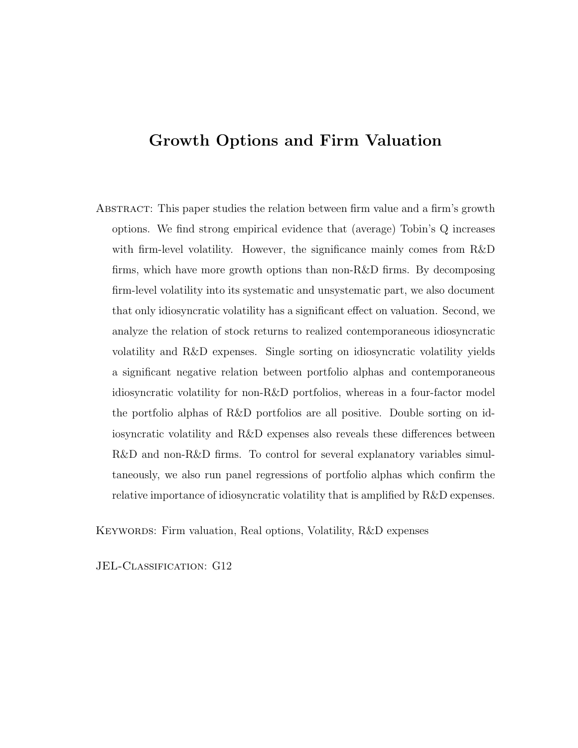# Growth Options and Firm Valuation

Abstract: This paper studies the relation between firm value and a firm's growth options. We find strong empirical evidence that (average) Tobin's Q increases with firm-level volatility. However, the significance mainly comes from R&D firms, which have more growth options than non-R&D firms. By decomposing firm-level volatility into its systematic and unsystematic part, we also document that only idiosyncratic volatility has a significant effect on valuation. Second, we analyze the relation of stock returns to realized contemporaneous idiosyncratic volatility and R&D expenses. Single sorting on idiosyncratic volatility yields a significant negative relation between portfolio alphas and contemporaneous idiosyncratic volatility for non-R&D portfolios, whereas in a four-factor model the portfolio alphas of R&D portfolios are all positive. Double sorting on idiosyncratic volatility and R&D expenses also reveals these differences between R&D and non-R&D firms. To control for several explanatory variables simultaneously, we also run panel regressions of portfolio alphas which confirm the relative importance of idiosyncratic volatility that is amplified by R&D expenses.

Keywords: Firm valuation, Real options, Volatility, R&D expenses

JEL-Classification: G12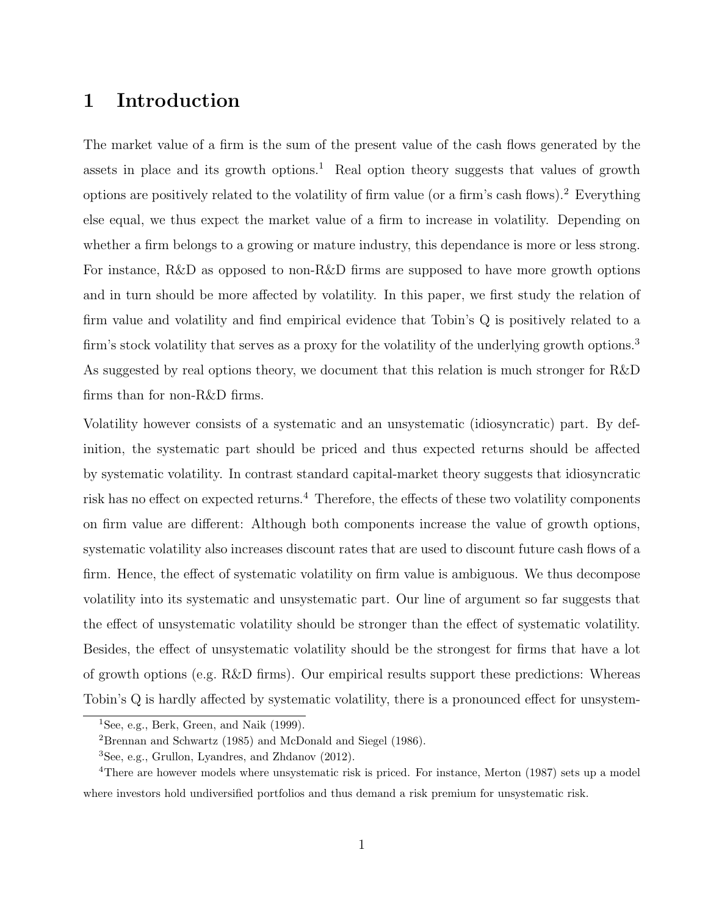# 1 Introduction

The market value of a firm is the sum of the present value of the cash flows generated by the assets in place and its growth options.[1] Real option theory suggests that values of growth options are positively related to the volatility of firm value (or a firm's cash flows).[2] Everything else equal, we thus expect the market value of a firm to increase in volatility. Depending on whether a firm belongs to a growing or mature industry, this dependance is more or less strong. For instance, R&D as opposed to non-R&D firms are supposed to have more growth options and in turn should be more affected by volatility. In this paper, we first study the relation of firm value and volatility and find empirical evidence that Tobin's Q is positively related to a firm's stock volatility that serves as a proxy for the volatility of the underlying growth options.[3] As suggested by real options theory, we document that this relation is much stronger for R&D firms than for non-R&D firms.

Volatility however consists of a systematic and an unsystematic (idiosyncratic) part. By definition, the systematic part should be priced and thus expected returns should be affected by systematic volatility. In contrast standard capital-market theory suggests that idiosyncratic risk has no effect on expected returns.[4] Therefore, the effects of these two volatility components on firm value are different: Although both components increase the value of growth options, systematic volatility also increases discount rates that are used to discount future cash flows of a firm. Hence, the effect of systematic volatility on firm value is ambiguous. We thus decompose volatility into its systematic and unsystematic part. Our line of argument so far suggests that the effect of unsystematic volatility should be stronger than the effect of systematic volatility. Besides, the effect of unsystematic volatility should be the strongest for firms that have a lot of growth options (e.g. R&D firms). Our empirical results support these predictions: Whereas Tobin's Q is hardly affected by systematic volatility, there is a pronounced effect for unsystem-

[1] See, e.g., Berk, Green, and Naik (1999).

[2] Brennan and Schwartz (1985) and McDonald and Siegel (1986).

[3] See, e.g., Grullon, Lyandres, and Zhdanov (2012).

[4] There are however models where unsystematic risk is priced. For instance, Merton (1987) sets up a model where investors hold undiversified portfolios and thus demand a risk premium for unsystematic risk.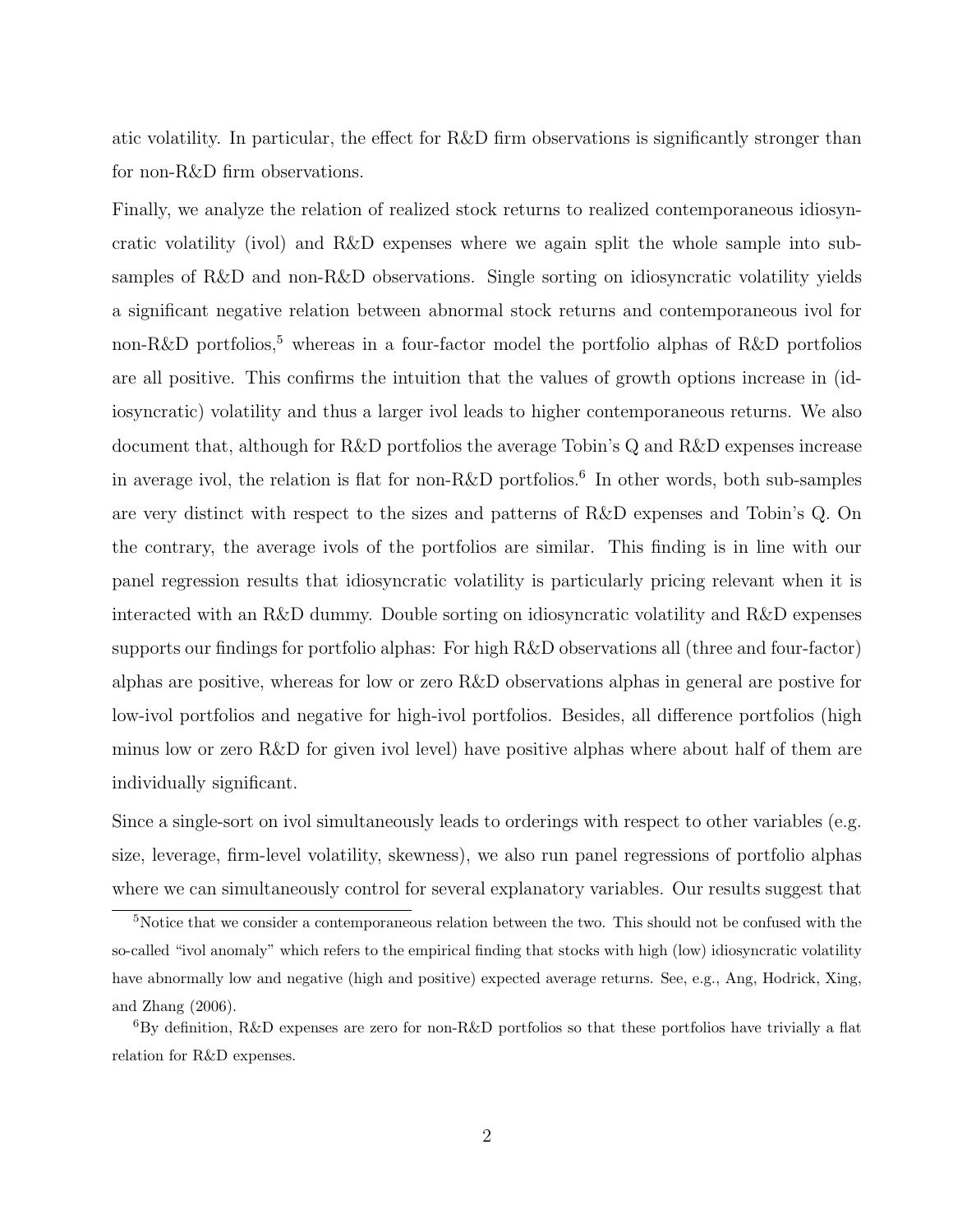atic volatility. In particular, the effect for R&D firm observations is significantly stronger than for non-R&D firm observations.

Finally, we analyze the relation of realized stock returns to realized contemporaneous idiosyncratic volatility (ivol) and R&D expenses where we again split the whole sample into subsamples of R&D and non-R&D observations. Single sorting on idiosyncratic volatility yields a significant negative relation between abnormal stock returns and contemporaneous ivol for non-R&D portfolios,[5] whereas in a four-factor model the portfolio alphas of R&D portfolios are all positive. This confirms the intuition that the values of growth options increase in (idiosyncratic) volatility and thus a larger ivol leads to higher contemporaneous returns. We also document that, although for R&D portfolios the average Tobin's Q and R&D expenses increase in average ivol, the relation is flat for non-R&D portfolios.[6] In other words, both sub-samples are very distinct with respect to the sizes and patterns of R&D expenses and Tobin's Q. On the contrary, the average ivols of the portfolios are similar. This finding is in line with our panel regression results that idiosyncratic volatility is particularly pricing relevant when it is interacted with an R&D dummy. Double sorting on idiosyncratic volatility and R&D expenses supports our findings for portfolio alphas: For high R&D observations all (three and four-factor) alphas are positive, whereas for low or zero R&D observations alphas in general are postive for low-ivol portfolios and negative for high-ivol portfolios. Besides, all difference portfolios (high minus low or zero R&D for given ivol level) have positive alphas where about half of them are individually significant.

Since a single-sort on ivol simultaneously leads to orderings with respect to other variables (e.g. size, leverage, firm-level volatility, skewness), we also run panel regressions of portfolio alphas where we can simultaneously control for several explanatory variables. Our results suggest that

[5]Notice that we consider a contemporaneous relation between the two. This should not be confused with the so-called "ivol anomaly" which refers to the empirical finding that stocks with high (low) idiosyncratic volatility have abnormally low and negative (high and positive) expected average returns. See, e.g., Ang, Hodrick, Xing, and Zhang (2006).

[6]By definition, R&D expenses are zero for non-R&D portfolios so that these portfolios have trivially a flat relation for R&D expenses.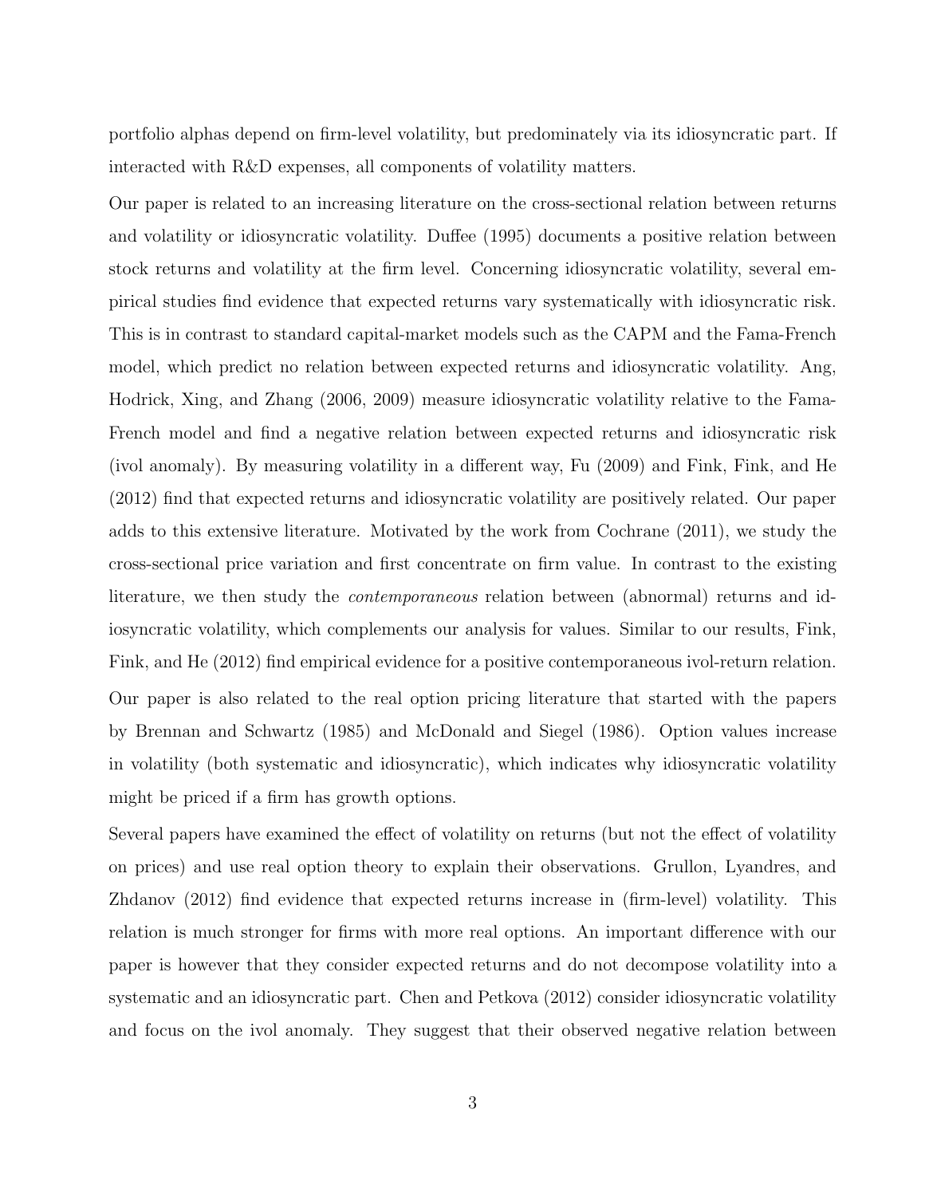portfolio alphas depend on firm-level volatility, but predominately via its idiosyncratic part. If interacted with R&D expenses, all components of volatility matters.

Our paper is related to an increasing literature on the cross-sectional relation between returns and volatility or idiosyncratic volatility. Duffee (1995) documents a positive relation between stock returns and volatility at the firm level. Concerning idiosyncratic volatility, several empirical studies find evidence that expected returns vary systematically with idiosyncratic risk. This is in contrast to standard capital-market models such as the CAPM and the Fama-French model, which predict no relation between expected returns and idiosyncratic volatility. Ang, Hodrick, Xing, and Zhang (2006, 2009) measure idiosyncratic volatility relative to the Fama-French model and find a negative relation between expected returns and idiosyncratic risk (ivol anomaly). By measuring volatility in a different way, Fu (2009) and Fink, Fink, and He (2012) find that expected returns and idiosyncratic volatility are positively related. Our paper adds to this extensive literature. Motivated by the work from Cochrane (2011), we study the cross-sectional price variation and first concentrate on firm value. In contrast to the existing literature, we then study the *contemporaneous* relation between (abnormal) returns and idiosyncratic volatility, which complements our analysis for values. Similar to our results, Fink, Fink, and He (2012) find empirical evidence for a positive contemporaneous ivol-return relation.

Our paper is also related to the real option pricing literature that started with the papers by Brennan and Schwartz (1985) and McDonald and Siegel (1986). Option values increase in volatility (both systematic and idiosyncratic), which indicates why idiosyncratic volatility might be priced if a firm has growth options.

Several papers have examined the effect of volatility on returns (but not the effect of volatility on prices) and use real option theory to explain their observations. Grullon, Lyandres, and Zhdanov (2012) find evidence that expected returns increase in (firm-level) volatility. This relation is much stronger for firms with more real options. An important difference with our paper is however that they consider expected returns and do not decompose volatility into a systematic and an idiosyncratic part. Chen and Petkova (2012) consider idiosyncratic volatility and focus on the ivol anomaly. They suggest that their observed negative relation between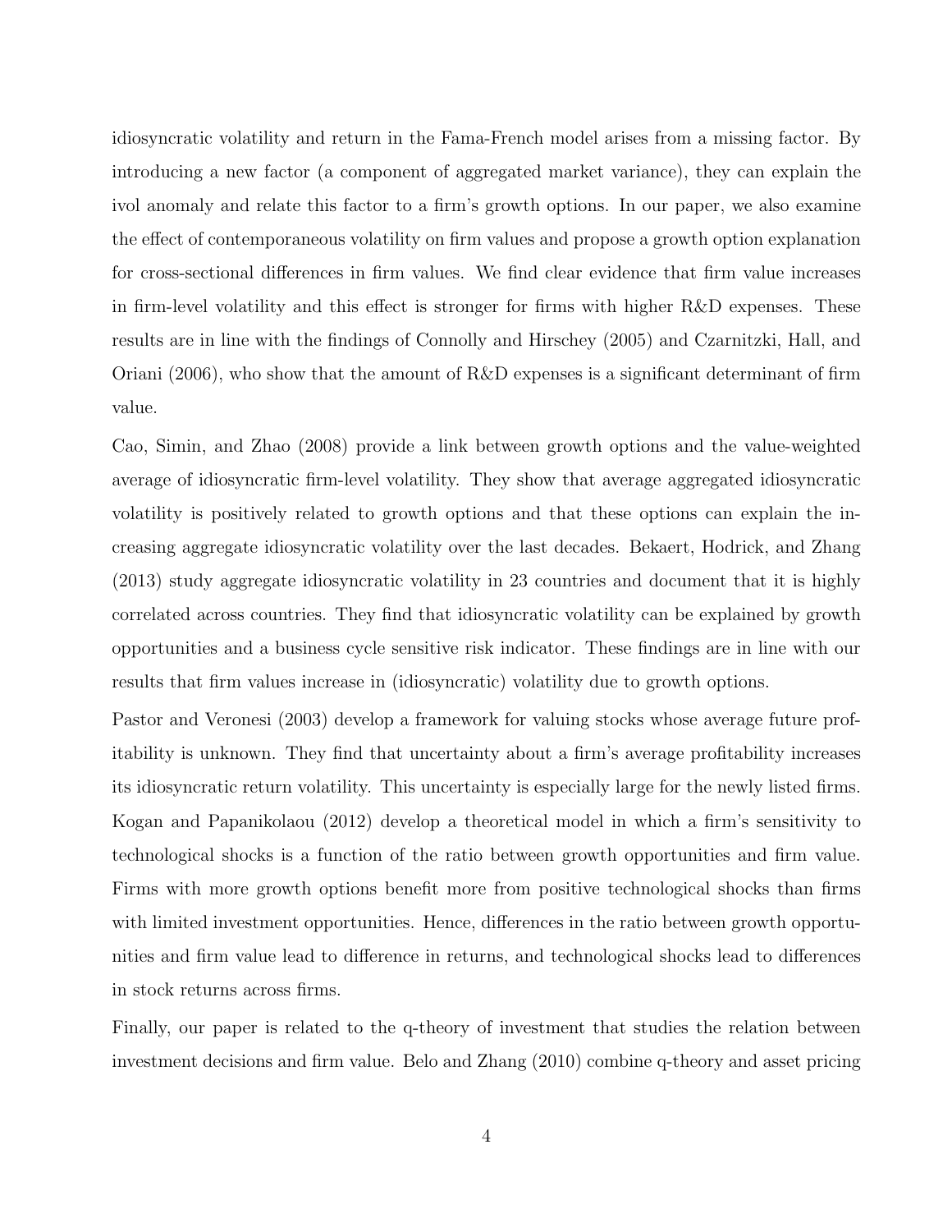idiosyncratic volatility and return in the Fama-French model arises from a missing factor. By introducing a new factor (a component of aggregated market variance), they can explain the ivol anomaly and relate this factor to a firm's growth options. In our paper, we also examine the effect of contemporaneous volatility on firm values and propose a growth option explanation for cross-sectional differences in firm values. We find clear evidence that firm value increases in firm-level volatility and this effect is stronger for firms with higher R&D expenses. These results are in line with the findings of Connolly and Hirschey (2005) and Czarnitzki, Hall, and Oriani (2006), who show that the amount of R&D expenses is a significant determinant of firm value.

Cao, Simin, and Zhao (2008) provide a link between growth options and the value-weighted average of idiosyncratic firm-level volatility. They show that average aggregated idiosyncratic volatility is positively related to growth options and that these options can explain the increasing aggregate idiosyncratic volatility over the last decades. Bekaert, Hodrick, and Zhang (2013) study aggregate idiosyncratic volatility in 23 countries and document that it is highly correlated across countries. They find that idiosyncratic volatility can be explained by growth opportunities and a business cycle sensitive risk indicator. These findings are in line with our results that firm values increase in (idiosyncratic) volatility due to growth options.

Pastor and Veronesi (2003) develop a framework for valuing stocks whose average future profitability is unknown. They find that uncertainty about a firm's average profitability increases its idiosyncratic return volatility. This uncertainty is especially large for the newly listed firms. Kogan and Papanikolaou (2012) develop a theoretical model in which a firm's sensitivity to technological shocks is a function of the ratio between growth opportunities and firm value. Firms with more growth options benefit more from positive technological shocks than firms with limited investment opportunities. Hence, differences in the ratio between growth opportunities and firm value lead to difference in returns, and technological shocks lead to differences in stock returns across firms.

Finally, our paper is related to the q-theory of investment that studies the relation between investment decisions and firm value. Belo and Zhang (2010) combine q-theory and asset pricing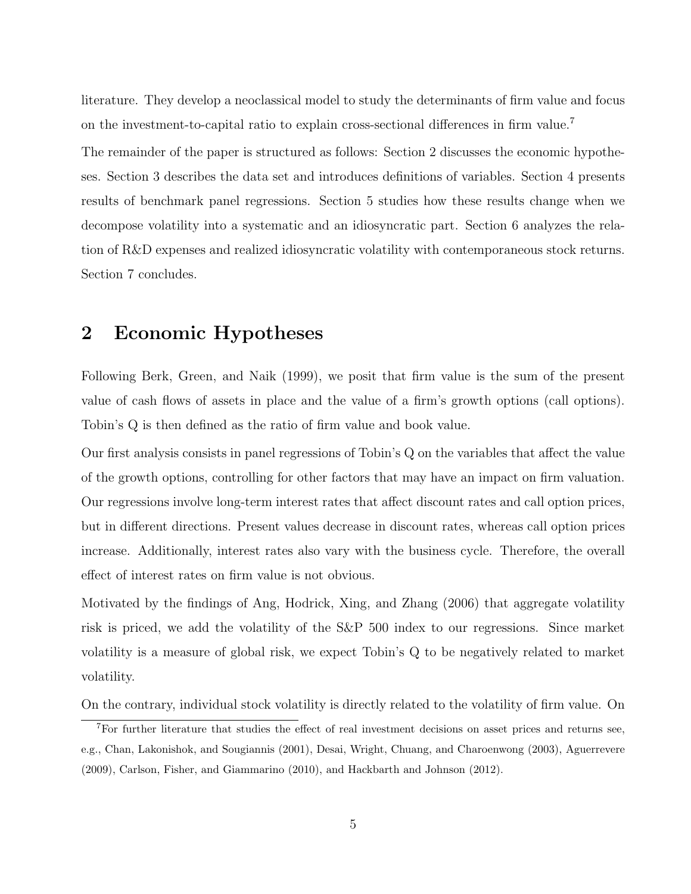literature. They develop a neoclassical model to study the determinants of firm value and focus on the investment-to-capital ratio to explain cross-sectional differences in firm value.[7]

The remainder of the paper is structured as follows: Section 2 discusses the economic hypotheses. Section 3 describes the data set and introduces definitions of variables. Section 4 presents results of benchmark panel regressions. Section 5 studies how these results change when we decompose volatility into a systematic and an idiosyncratic part. Section 6 analyzes the relation of R&D expenses and realized idiosyncratic volatility with contemporaneous stock returns. Section 7 concludes.

## 2 Economic Hypotheses

Following Berk, Green, and Naik (1999), we posit that firm value is the sum of the present value of cash flows of assets in place and the value of a firm's growth options (call options). Tobin's Q is then defined as the ratio of firm value and book value.

Our first analysis consists in panel regressions of Tobin's Q on the variables that affect the value of the growth options, controlling for other factors that may have an impact on firm valuation. Our regressions involve long-term interest rates that affect discount rates and call option prices, but in different directions. Present values decrease in discount rates, whereas call option prices increase. Additionally, interest rates also vary with the business cycle. Therefore, the overall effect of interest rates on firm value is not obvious.

Motivated by the findings of Ang, Hodrick, Xing, and Zhang (2006) that aggregate volatility risk is priced, we add the volatility of the S&P 500 index to our regressions. Since market volatility is a measure of global risk, we expect Tobin's Q to be negatively related to market volatility.

On the contrary, individual stock volatility is directly related to the volatility of firm value. On

[7] For further literature that studies the effect of real investment decisions on asset prices and returns see, e.g., Chan, Lakonishok, and Sougiannis (2001), Desai, Wright, Chuang, and Charoenwong (2003), Aguerrevere (2009), Carlson, Fisher, and Giammarino (2010), and Hackbarth and Johnson (2012).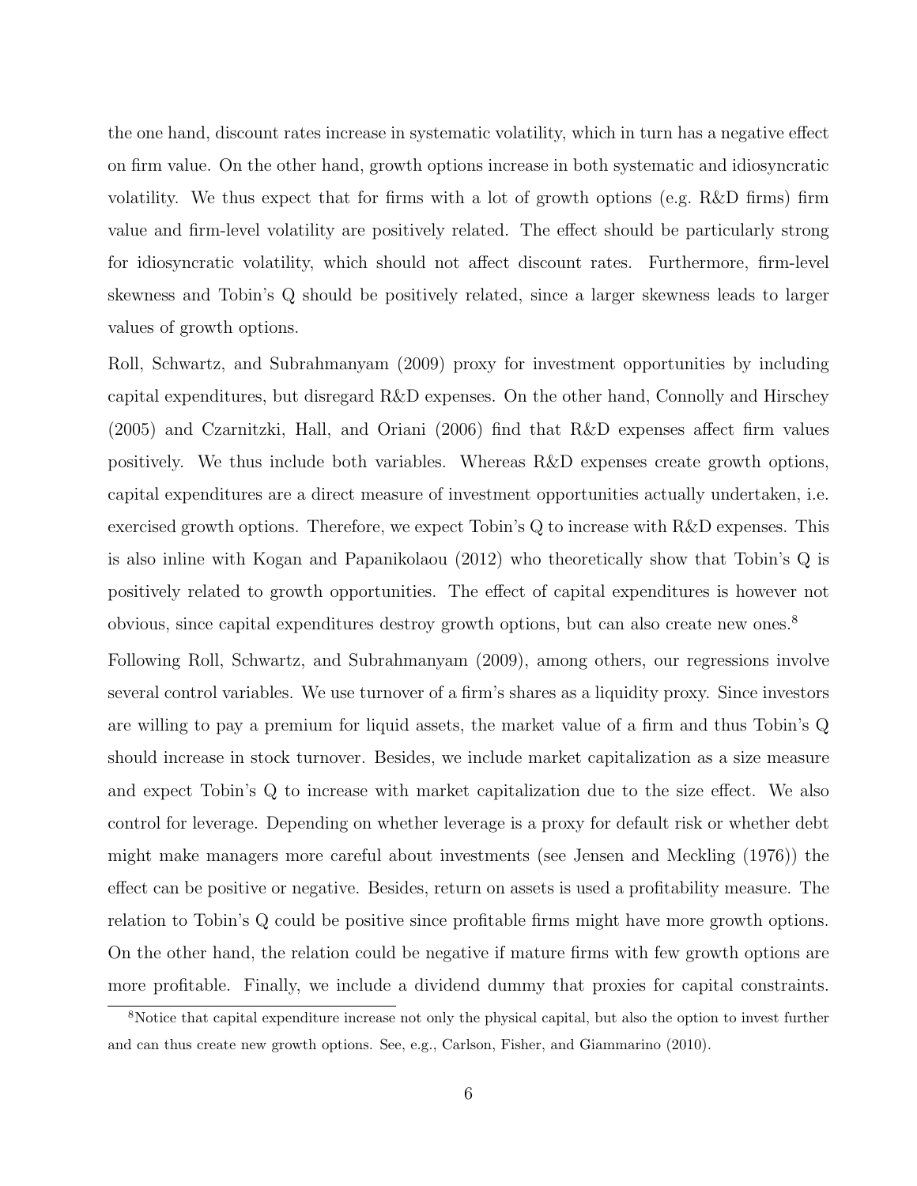the one hand, discount rates increase in systematic volatility, which in turn has a negative effect on firm value. On the other hand, growth options increase in both systematic and idiosyncratic volatility. We thus expect that for firms with a lot of growth options (e.g. R&D firms) firm value and firm-level volatility are positively related. The effect should be particularly strong for idiosyncratic volatility, which should not affect discount rates. Furthermore, firm-level skewness and Tobin's Q should be positively related, since a larger skewness leads to larger values of growth options.

Roll, Schwartz, and Subrahmanyam (2009) proxy for investment opportunities by including capital expenditures, but disregard R&D expenses. On the other hand, Connolly and Hirschey (2005) and Czarnitzki, Hall, and Oriani (2006) find that R&D expenses affect firm values positively. We thus include both variables. Whereas R&D expenses create growth options, capital expenditures are a direct measure of investment opportunities actually undertaken, i.e. exercised growth options. Therefore, we expect Tobin's Q to increase with R&D expenses. This is also inline with Kogan and Papanikolaou (2012) who theoretically show that Tobin's Q is positively related to growth opportunities. The effect of capital expenditures is however not obvious, since capital expenditures destroy growth options, but can also create new ones.[8]

Following Roll, Schwartz, and Subrahmanyam (2009), among others, our regressions involve several control variables. We use turnover of a firm's shares as a liquidity proxy. Since investors are willing to pay a premium for liquid assets, the market value of a firm and thus Tobin's Q should increase in stock turnover. Besides, we include market capitalization as a size measure and expect Tobin's Q to increase with market capitalization due to the size effect. We also control for leverage. Depending on whether leverage is a proxy for default risk or whether debt might make managers more careful about investments (see Jensen and Meckling (1976)) the effect can be positive or negative. Besides, return on assets is used a profitability measure. The relation to Tobin's Q could be positive since profitable firms might have more growth options. On the other hand, the relation could be negative if mature firms with few growth options are more profitable. Finally, we include a dividend dummy that proxies for capital constraints.

[8]Notice that capital expenditure increase not only the physical capital, but also the option to invest further and can thus create new growth options. See, e.g., Carlson, Fisher, and Giammarino (2010).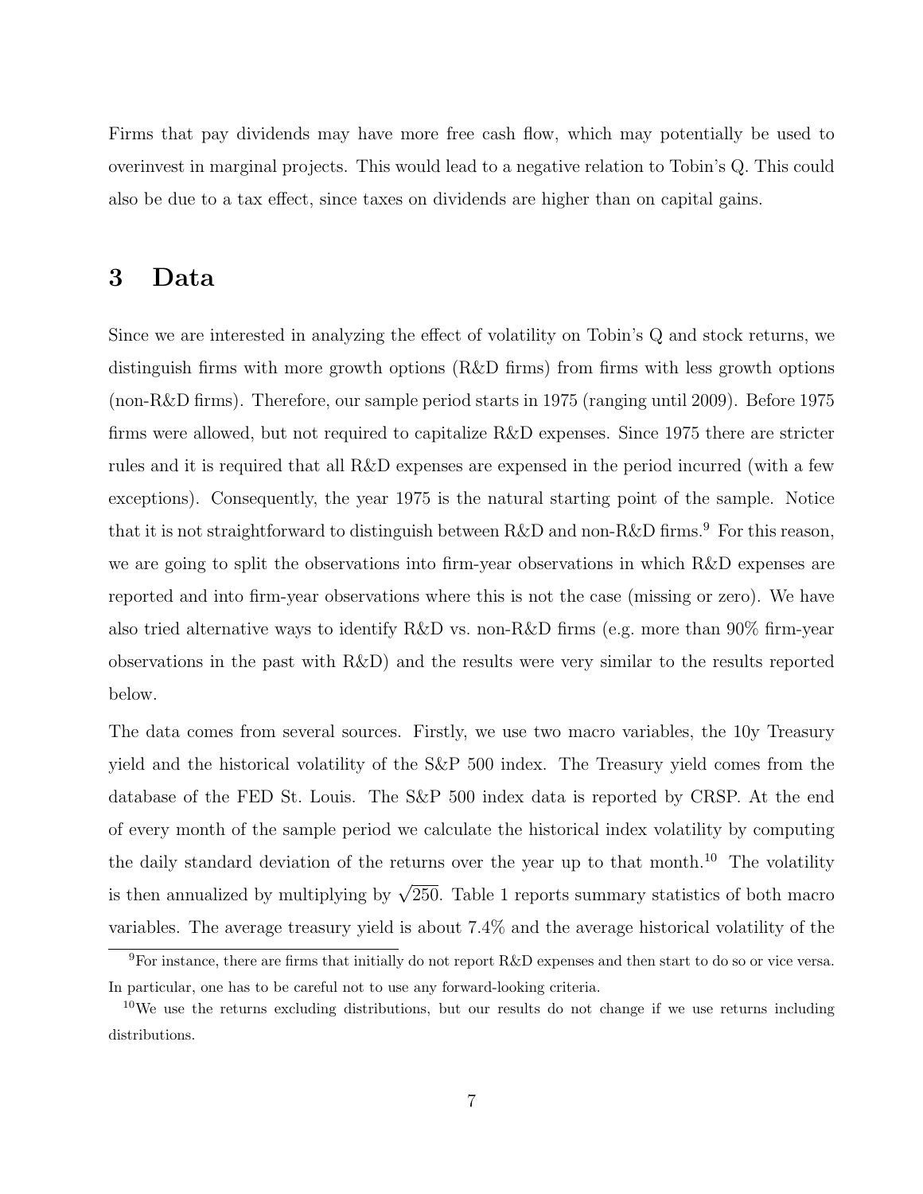Firms that pay dividends may have more free cash flow, which may potentially be used to overinvest in marginal projects. This would lead to a negative relation to Tobin's Q. This could also be due to a tax effect, since taxes on dividends are higher than on capital gains.

# 3 Data

Since we are interested in analyzing the effect of volatility on Tobin's Q and stock returns, we distinguish firms with more growth options (R&D firms) from firms with less growth options (non-R&D firms). Therefore, our sample period starts in 1975 (ranging until 2009). Before 1975 firms were allowed, but not required to capitalize R&D expenses. Since 1975 there are stricter rules and it is required that all R&D expenses are expensed in the period incurred (with a few exceptions). Consequently, the year 1975 is the natural starting point of the sample. Notice that it is not straightforward to distinguish between R&D and non-R&D firms.[9] For this reason, we are going to split the observations into firm-year observations in which R&D expenses are reported and into firm-year observations where this is not the case (missing or zero). We have also tried alternative ways to identify R&D vs. non-R&D firms (e.g. more than 90% firm-year observations in the past with R&D) and the results were very similar to the results reported below.

The data comes from several sources. Firstly, we use two macro variables, the 10y Treasury yield and the historical volatility of the S&P 500 index. The Treasury yield comes from the database of the FED St. Louis. The S&P 500 index data is reported by CRSP. At the end of every month of the sample period we calculate the historical index volatility by computing the daily standard deviation of the returns over the year up to that month.[10] The volatility is then annualized by multiplying by $\sqrt{250}$. Table 1 reports summary statistics of both macro variables. The average treasury yield is about 7.4% and the average historical volatility of the

[9] For instance, there are firms that initially do not report R&D expenses and then start to do so or vice versa. In particular, one has to be careful not to use any forward-looking criteria.

[10] We use the returns excluding distributions, but our results do not change if we use returns including distributions.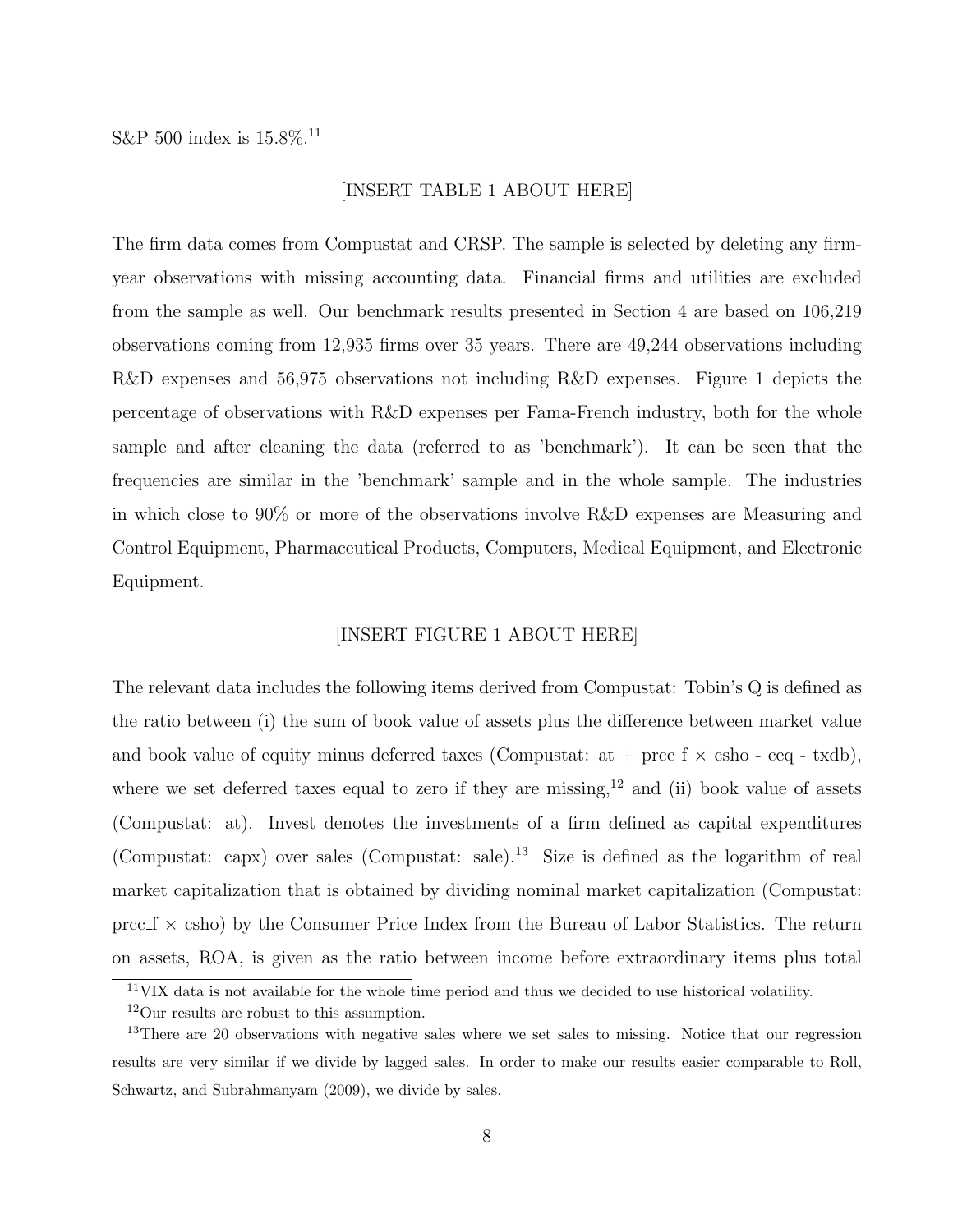S&P 500 index is 15.8%.[11]

[INSERT TABLE 1 ABOUT HERE]

The firm data comes from Compustat and CRSP. The sample is selected by deleting any firm-year observations with missing accounting data. Financial firms and utilities are excluded from the sample as well. Our benchmark results presented in Section 4 are based on 106,219 observations coming from 12,935 firms over 35 years. There are 49,244 observations including R&D expenses and 56,975 observations not including R&D expenses. Figure 1 depicts the percentage of observations with R&D expenses per Fama-French industry, both for the whole sample and after cleaning the data (referred to as 'benchmark'). It can be seen that the frequencies are similar in the 'benchmark' sample and in the whole sample. The industries in which close to 90% or more of the observations involve R&D expenses are Measuring and Control Equipment, Pharmaceutical Products, Computers, Medical Equipment, and Electronic Equipment.

[INSERT FIGURE 1 ABOUT HERE]

The relevant data includes the following items derived from Compustat: Tobin's Q is defined as the ratio between (i) the sum of book value of assets plus the difference between market value and book value of equity minus deferred taxes (Compustat: at + prcc_f × csho - ceq - txdb), where we set deferred taxes equal to zero if they are missing,[12] and (ii) book value of assets (Compustat: at). Invest denotes the investments of a firm defined as capital expenditures (Compustat: capx) over sales (Compustat: sale).[13] Size is defined as the logarithm of real market capitalization that is obtained by dividing nominal market capitalization (Compustat: prcc_f × csho) by the Consumer Price Index from the Bureau of Labor Statistics. The return on assets, ROA, is given as the ratio between income before extraordinary items plus total

[11] VIX data is not available for the whole time period and thus we decided to use historical volatility.

[12] Our results are robust to this assumption.

[13] There are 20 observations with negative sales where we set sales to missing. Notice that our regression results are very similar if we divide by lagged sales. In order to make our results easier comparable to Roll, Schwartz, and Subrahmanyam (2009), we divide by sales.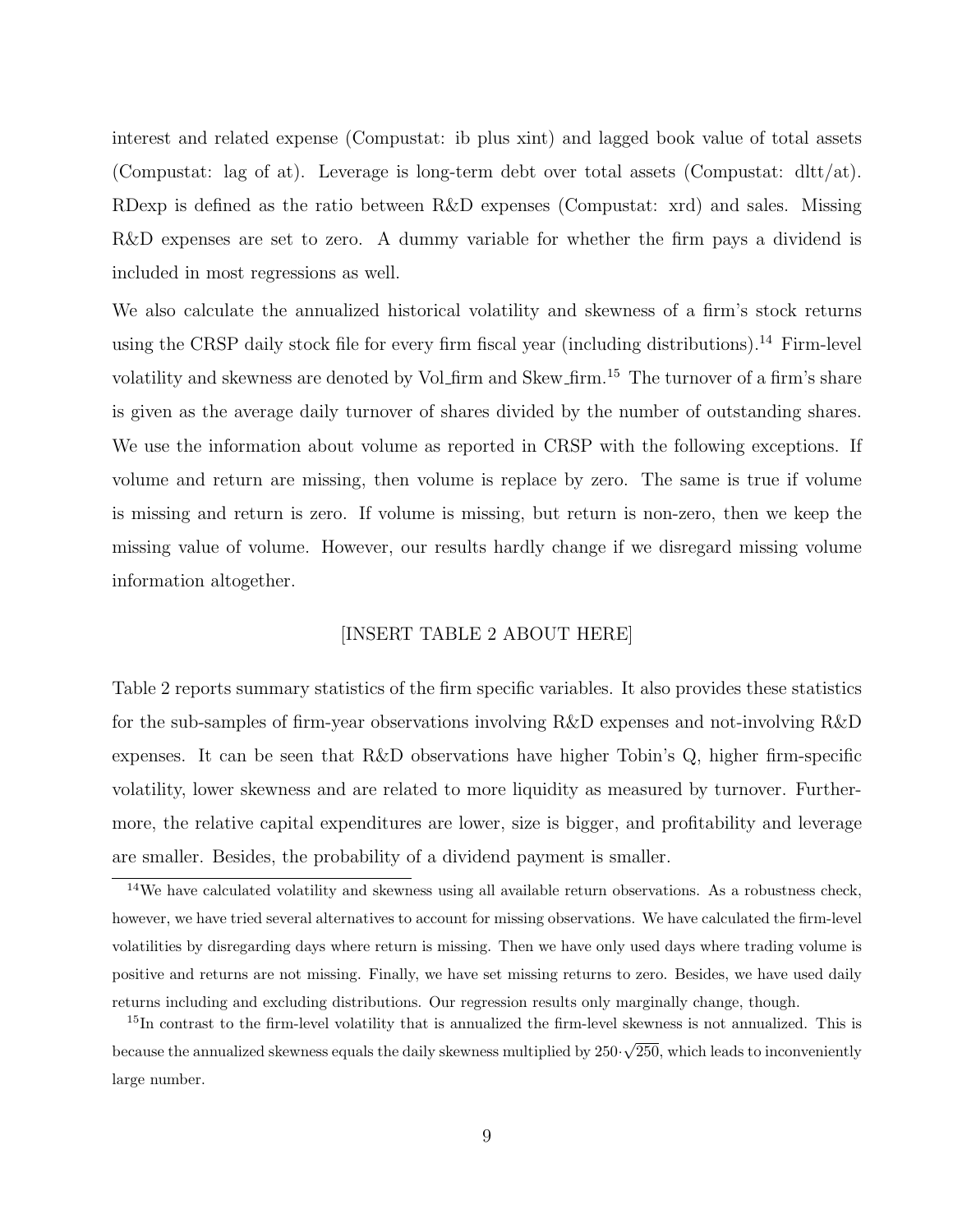interest and related expense (Compustat: ib plus xint) and lagged book value of total assets (Compustat: lag of at). Leverage is long-term debt over total assets (Compustat: dltt/at). RDexp is defined as the ratio between R&D expenses (Compustat: xrd) and sales. Missing R&D expenses are set to zero. A dummy variable for whether the firm pays a dividend is included in most regressions as well.

We also calculate the annualized historical volatility and skewness of a firm's stock returns using the CRSP daily stock file for every firm fiscal year (including distributions).[14] Firm-level volatility and skewness are denoted by Vol_firm and Skew_firm.[15] The turnover of a firm's share is given as the average daily turnover of shares divided by the number of outstanding shares. We use the information about volume as reported in CRSP with the following exceptions. If volume and return are missing, then volume is replace by zero. The same is true if volume is missing and return is zero. If volume is missing, but return is non-zero, then we keep the missing value of volume. However, our results hardly change if we disregard missing volume information altogether.

[INSERT TABLE 2 ABOUT HERE]

Table 2 reports summary statistics of the firm specific variables. It also provides these statistics for the sub-samples of firm-year observations involving R&D expenses and not-involving R&D expenses. It can be seen that R&D observations have higher Tobin's Q, higher firm-specific volatility, lower skewness and are related to more liquidity as measured by turnover. Furthermore, the relative capital expenditures are lower, size is bigger, and profitability and leverage are smaller. Besides, the probability of a dividend payment is smaller.

[14] We have calculated volatility and skewness using all available return observations. As a robustness check, however, we have tried several alternatives to account for missing observations. We have calculated the firm-level volatilities by disregarding days where return is missing. Then we have only used days where trading volume is positive and returns are not missing. Finally, we have set missing returns to zero. Besides, we have used daily returns including and excluding distributions. Our regression results only marginally change, though.

[15] In contrast to the firm-level volatility that is annualized the firm-level skewness is not annualized. This is because the annualized skewness equals the daily skewness multiplied by $250 \cdot \sqrt{250}$, which leads to inconveniently large number.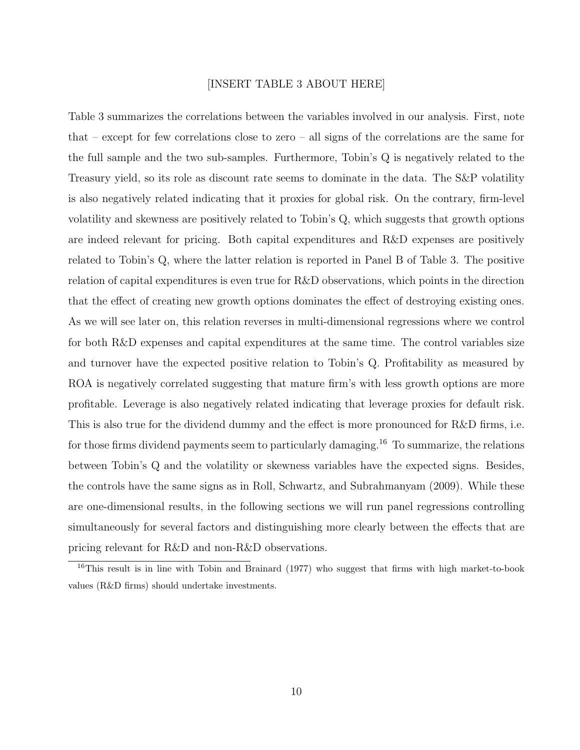[INSERT TABLE 3 ABOUT HERE]

Table 3 summarizes the correlations between the variables involved in our analysis. First, note that – except for few correlations close to zero – all signs of the correlations are the same for the full sample and the two sub-samples. Furthermore, Tobin's Q is negatively related to the Treasury yield, so its role as discount rate seems to dominate in the data. The S&P volatility is also negatively related indicating that it proxies for global risk. On the contrary, firm-level volatility and skewness are positively related to Tobin's Q, which suggests that growth options are indeed relevant for pricing. Both capital expenditures and R&D expenses are positively related to Tobin's Q, where the latter relation is reported in Panel B of Table 3. The positive relation of capital expenditures is even true for R&D observations, which points in the direction that the effect of creating new growth options dominates the effect of destroying existing ones. As we will see later on, this relation reverses in multi-dimensional regressions where we control for both R&D expenses and capital expenditures at the same time. The control variables size and turnover have the expected positive relation to Tobin's Q. Profitability as measured by ROA is negatively correlated suggesting that mature firm's with less growth options are more profitable. Leverage is also negatively related indicating that leverage proxies for default risk. This is also true for the dividend dummy and the effect is more pronounced for R&D firms, i.e. for those firms dividend payments seem to particularly damaging.[16] To summarize, the relations between Tobin's Q and the volatility or skewness variables have the expected signs. Besides, the controls have the same signs as in Roll, Schwartz, and Subrahmanyam (2009). While these are one-dimensional results, in the following sections we will run panel regressions controlling simultaneously for several factors and distinguishing more clearly between the effects that are pricing relevant for R&D and non-R&D observations.

[16] This result is in line with Tobin and Brainard (1977) who suggest that firms with high market-to-book values (R&D firms) should undertake investments.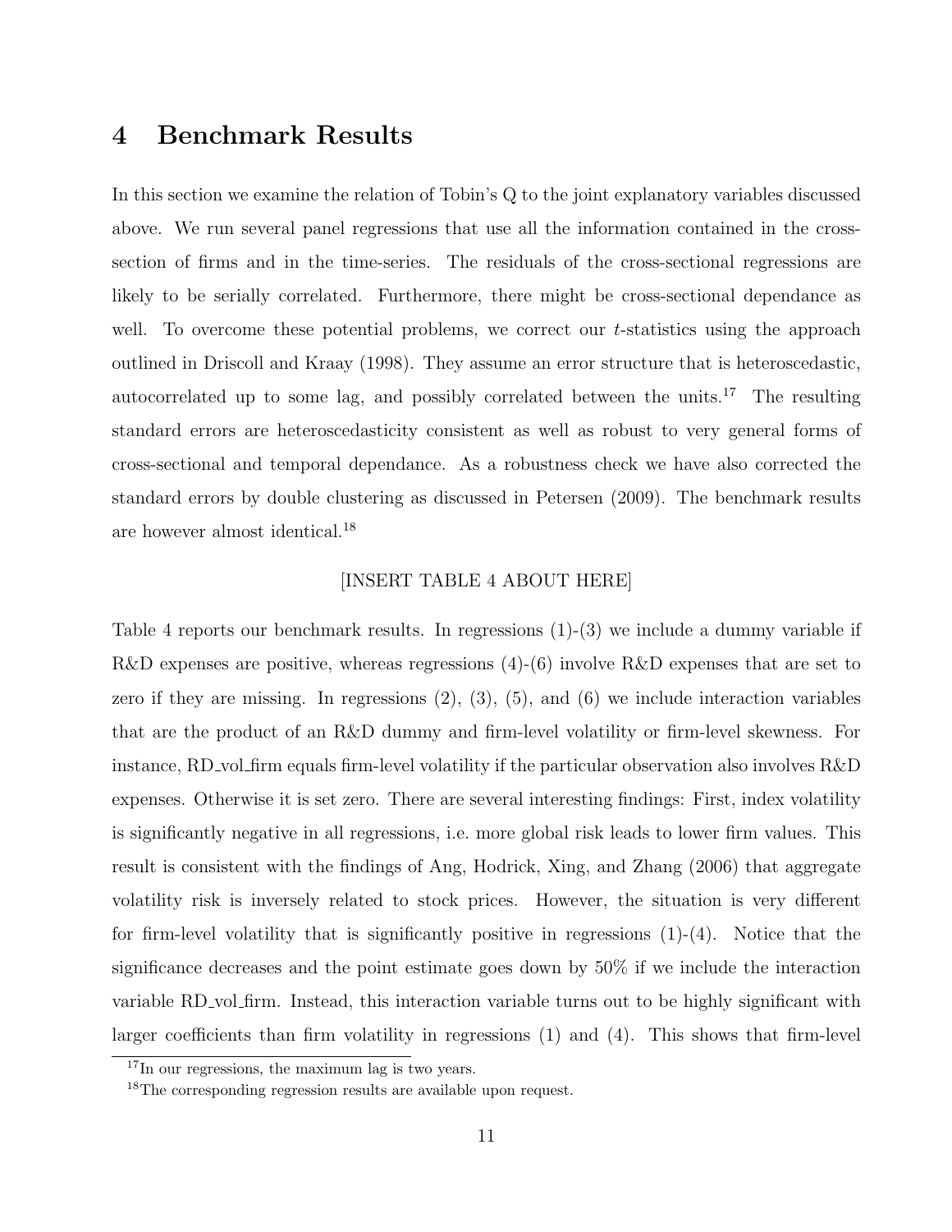# 4 Benchmark Results

In this section we examine the relation of Tobin's Q to the joint explanatory variables discussed above. We run several panel regressions that use all the information contained in the cross-section of firms and in the time-series. The residuals of the cross-sectional regressions are likely to be serially correlated. Furthermore, there might be cross-sectional dependance as well. To overcome these potential problems, we correct our $t$-statistics using the approach outlined in Driscoll and Kraay (1998). They assume an error structure that is heteroscedastic, autocorrelated up to some lag, and possibly correlated between the units.[17] The resulting standard errors are heteroscedasticity consistent as well as robust to very general forms of cross-sectional and temporal dependance. As a robustness check we have also corrected the standard errors by double clustering as discussed in Petersen (2009). The benchmark results are however almost identical.[18]

[INSERT TABLE 4 ABOUT HERE]

Table 4 reports our benchmark results. In regressions (1)-(3) we include a dummy variable if R&D expenses are positive, whereas regressions (4)-(6) involve R&D expenses that are set to zero if they are missing. In regressions (2), (3), (5), and (6) we include interaction variables that are the product of an R&D dummy and firm-level volatility or firm-level skewness. For instance, RD_vol_firm equals firm-level volatility if the particular observation also involves R&D expenses. Otherwise it is set zero. There are several interesting findings: First, index volatility is significantly negative in all regressions, i.e. more global risk leads to lower firm values. This result is consistent with the findings of Ang, Hodrick, Xing, and Zhang (2006) that aggregate volatility risk is inversely related to stock prices. However, the situation is very different for firm-level volatility that is significantly positive in regressions (1)-(4). Notice that the significance decreases and the point estimate goes down by 50% if we include the interaction variable RD_vol_firm. Instead, this interaction variable turns out to be highly significant with larger coefficients than firm volatility in regressions (1) and (4). This shows that firm-level

[17] In our regressions, the maximum lag is two years.

[18] The corresponding regression results are available upon request.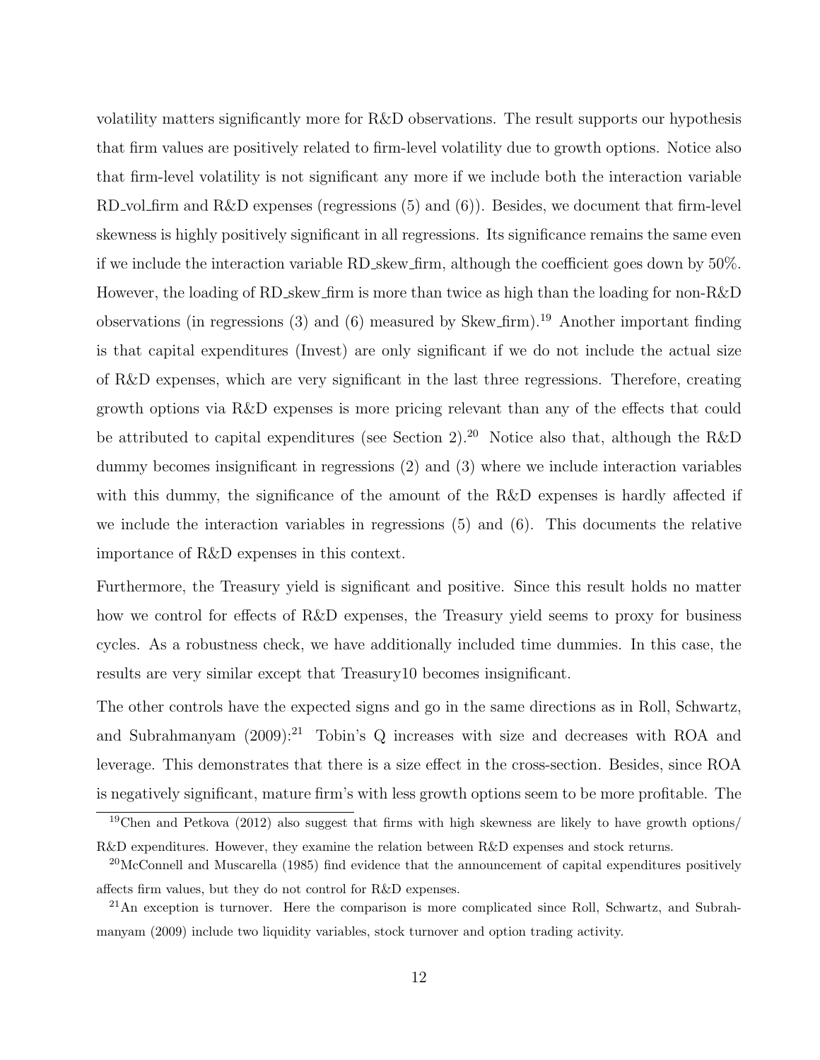volatility matters significantly more for R&D observations. The result supports our hypothesis that firm values are positively related to firm-level volatility due to growth options. Notice also that firm-level volatility is not significant any more if we include both the interaction variable RD_vol_firm and R&D expenses (regressions (5) and (6)). Besides, we document that firm-level skewness is highly positively significant in all regressions. Its significance remains the same even if we include the interaction variable RD_skew_firm, although the coefficient goes down by 50%. However, the loading of RD_skew_firm is more than twice as high than the loading for non-R&D observations (in regressions (3) and (6) measured by Skew_firm).[19] Another important finding is that capital expenditures (Invest) are only significant if we do not include the actual size of R&D expenses, which are very significant in the last three regressions. Therefore, creating growth options via R&D expenses is more pricing relevant than any of the effects that could be attributed to capital expenditures (see Section 2).[20] Notice also that, although the R&D dummy becomes insignificant in regressions (2) and (3) where we include interaction variables with this dummy, the significance of the amount of the R&D expenses is hardly affected if we include the interaction variables in regressions (5) and (6). This documents the relative importance of R&D expenses in this context.

Furthermore, the Treasury yield is significant and positive. Since this result holds no matter how we control for effects of R&D expenses, the Treasury yield seems to proxy for business cycles. As a robustness check, we have additionally included time dummies. In this case, the results are very similar except that Treasury10 becomes insignificant.

The other controls have the expected signs and go in the same directions as in Roll, Schwartz, and Subrahmanyam (2009):[21] Tobin's Q increases with size and decreases with ROA and leverage. This demonstrates that there is a size effect in the cross-section. Besides, since ROA is negatively significant, mature firm's with less growth options seem to be more profitable. The

[19] Chen and Petkova (2012) also suggest that firms with high skewness are likely to have growth options/ R&D expenditures. However, they examine the relation between R&D expenses and stock returns.

[20] McConnell and Muscarella (1985) find evidence that the announcement of capital expenditures positively affects firm values, but they do not control for R&D expenses.

[21] An exception is turnover. Here the comparison is more complicated since Roll, Schwartz, and Subrahmanyam (2009) include two liquidity variables, stock turnover and option trading activity.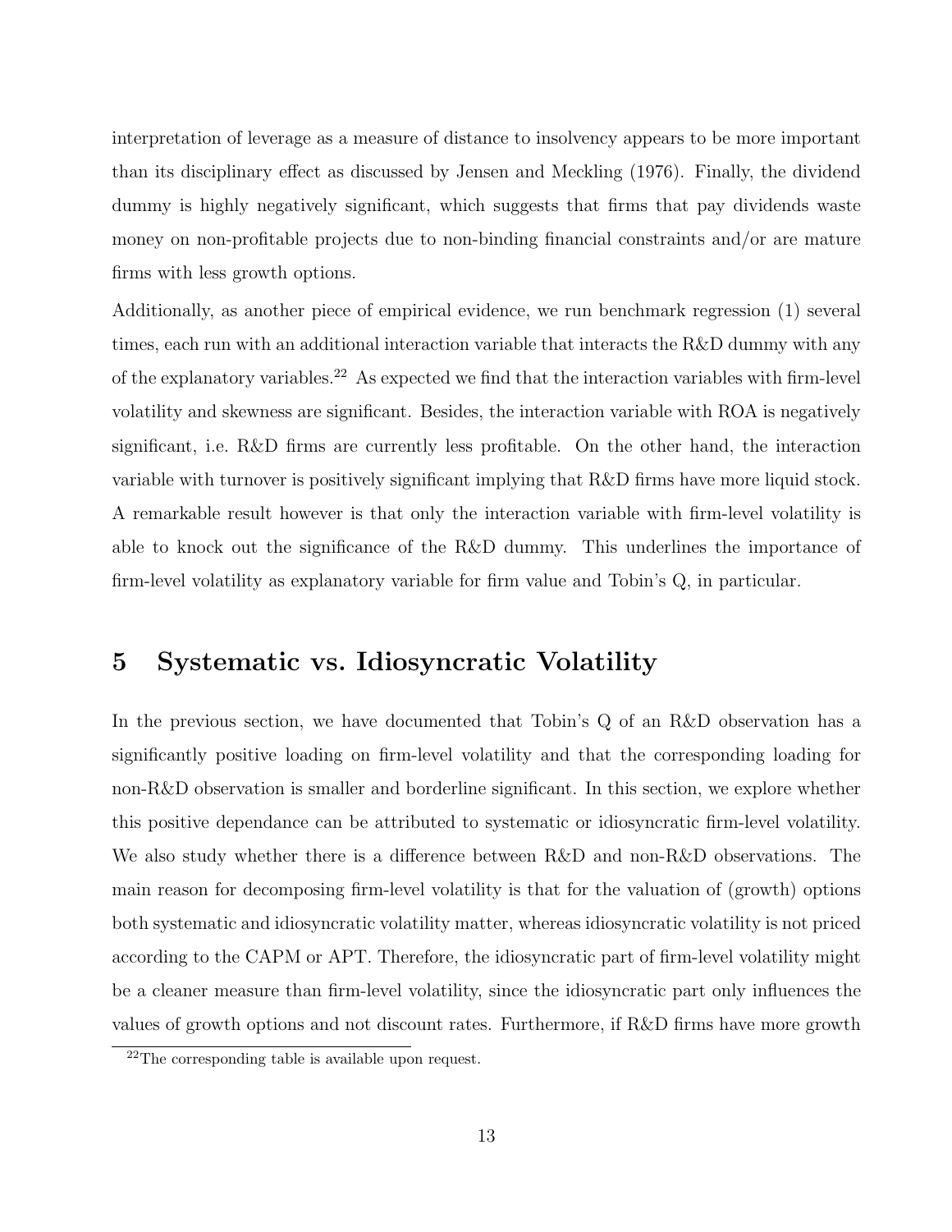interpretation of leverage as a measure of distance to insolvency appears to be more important than its disciplinary effect as discussed by Jensen and Meckling (1976). Finally, the dividend dummy is highly negatively significant, which suggests that firms that pay dividends waste money on non-profitable projects due to non-binding financial constraints and/or are mature firms with less growth options.

Additionally, as another piece of empirical evidence, we run benchmark regression (1) several times, each run with an additional interaction variable that interacts the R&D dummy with any of the explanatory variables.[22] As expected we find that the interaction variables with firm-level volatility and skewness are significant. Besides, the interaction variable with ROA is negatively significant, i.e. R&D firms are currently less profitable. On the other hand, the interaction variable with turnover is positively significant implying that R&D firms have more liquid stock. A remarkable result however is that only the interaction variable with firm-level volatility is able to knock out the significance of the R&D dummy. This underlines the importance of firm-level volatility as explanatory variable for firm value and Tobin's Q, in particular.

## 5 Systematic vs. Idiosyncratic Volatility

In the previous section, we have documented that Tobin's Q of an R&D observation has a significantly positive loading on firm-level volatility and that the corresponding loading for non-R&D observation is smaller and borderline significant. In this section, we explore whether this positive dependance can be attributed to systematic or idiosyncratic firm-level volatility. We also study whether there is a difference between R&D and non-R&D observations. The main reason for decomposing firm-level volatility is that for the valuation of (growth) options both systematic and idiosyncratic volatility matter, whereas idiosyncratic volatility is not priced according to the CAPM or APT. Therefore, the idiosyncratic part of firm-level volatility might be a cleaner measure than firm-level volatility, since the idiosyncratic part only influences the values of growth options and not discount rates. Furthermore, if R&D firms have more growth

[22] The corresponding table is available upon request.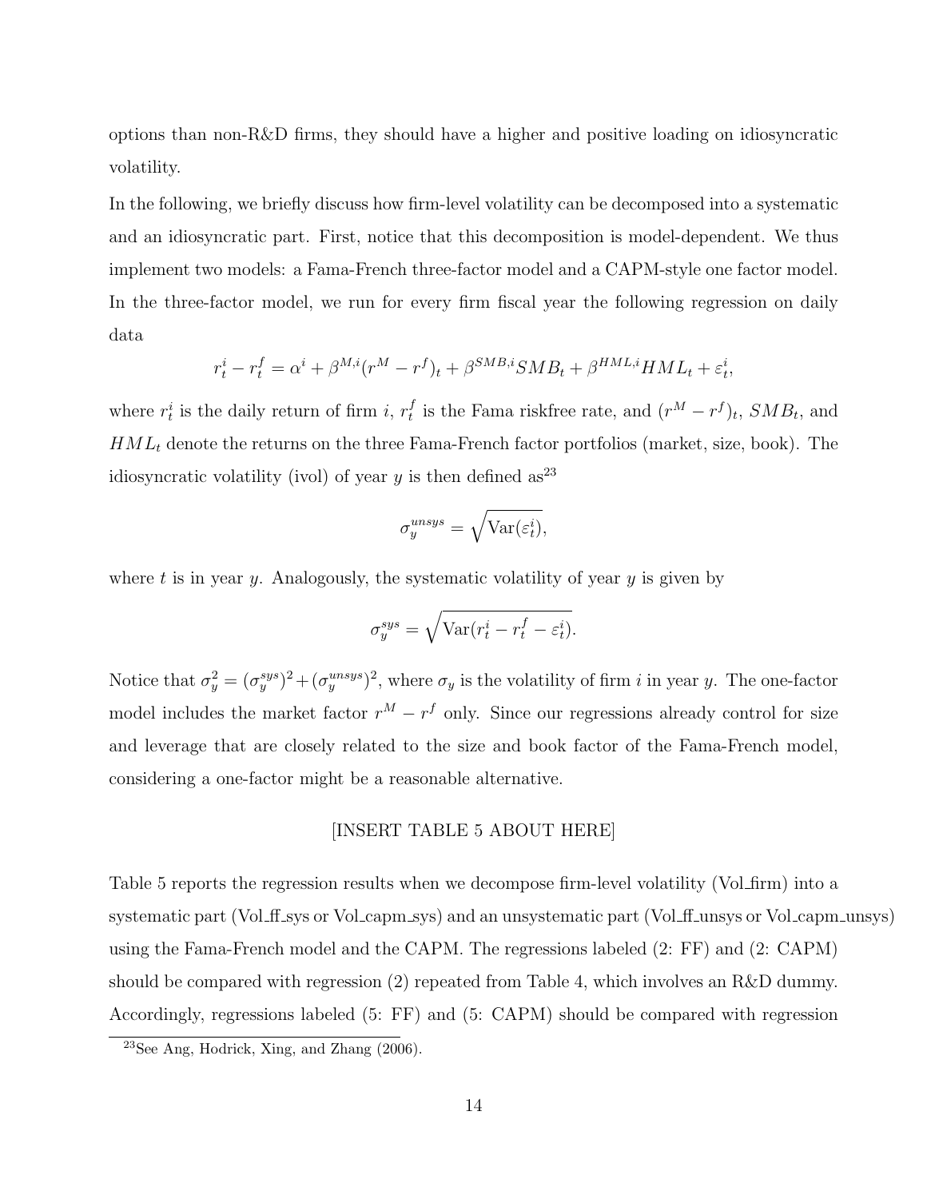options than non-R&D firms, they should have a higher and positive loading on idiosyncratic volatility.

In the following, we briefly discuss how firm-level volatility can be decomposed into a systematic and an idiosyncratic part. First, notice that this decomposition is model-dependent. We thus implement two models: a Fama-French three-factor model and a CAPM-style one factor model. In the three-factor model, we run for every firm fiscal year the following regression on daily data

$$r_t^i - r_t^f = \alpha^i + \beta^{M,i}(r^M - r^f)_t + \beta^{SMB,i} SMB_t + \beta^{HML,i} HML_t + \varepsilon_t^i,$$

where $r_t^i$ is the daily return of firm $i$, $r_t^f$ is the Fama riskfree rate, and $(r^M - r^f)_t$, $SMB_t$, and $HML_t$ denote the returns on the three Fama-French factor portfolios (market, size, book). The idiosyncratic volatility (ivol) of year $y$ is then defined as[23]

$$\sigma_y^{unsys} = \sqrt{\text{Var}(\varepsilon_t^i)},$$

where $t$ is in year $y$. Analogously, the systematic volatility of year $y$ is given by

$$\sigma_y^{sys} = \sqrt{\text{Var}(r_t^i - r_t^f - \varepsilon_t^i)}.$$

Notice that $\sigma_y^2 = (\sigma_y^{sys})^2 + (\sigma_y^{unsys})^2$, where $\sigma_y$ is the volatility of firm $i$ in year $y$. The one-factor model includes the market factor $r^M - r^f$ only. Since our regressions already control for size and leverage that are closely related to the size and book factor of the Fama-French model, considering a one-factor might be a reasonable alternative.

[INSERT TABLE 5 ABOUT HERE]

Table 5 reports the regression results when we decompose firm-level volatility (Vol_firm) into a systematic part (Vol_ff_sys or Vol_capm_sys) and an unsystematic part (Vol_ff_unsys or Vol_capm_unsys) using the Fama-French model and the CAPM. The regressions labeled (2: FF) and (2: CAPM) should be compared with regression (2) repeated from Table 4, which involves an R&D dummy. Accordingly, regressions labeled (5: FF) and (5: CAPM) should be compared with regression

[23] See Ang, Hodrick, Xing, and Zhang (2006).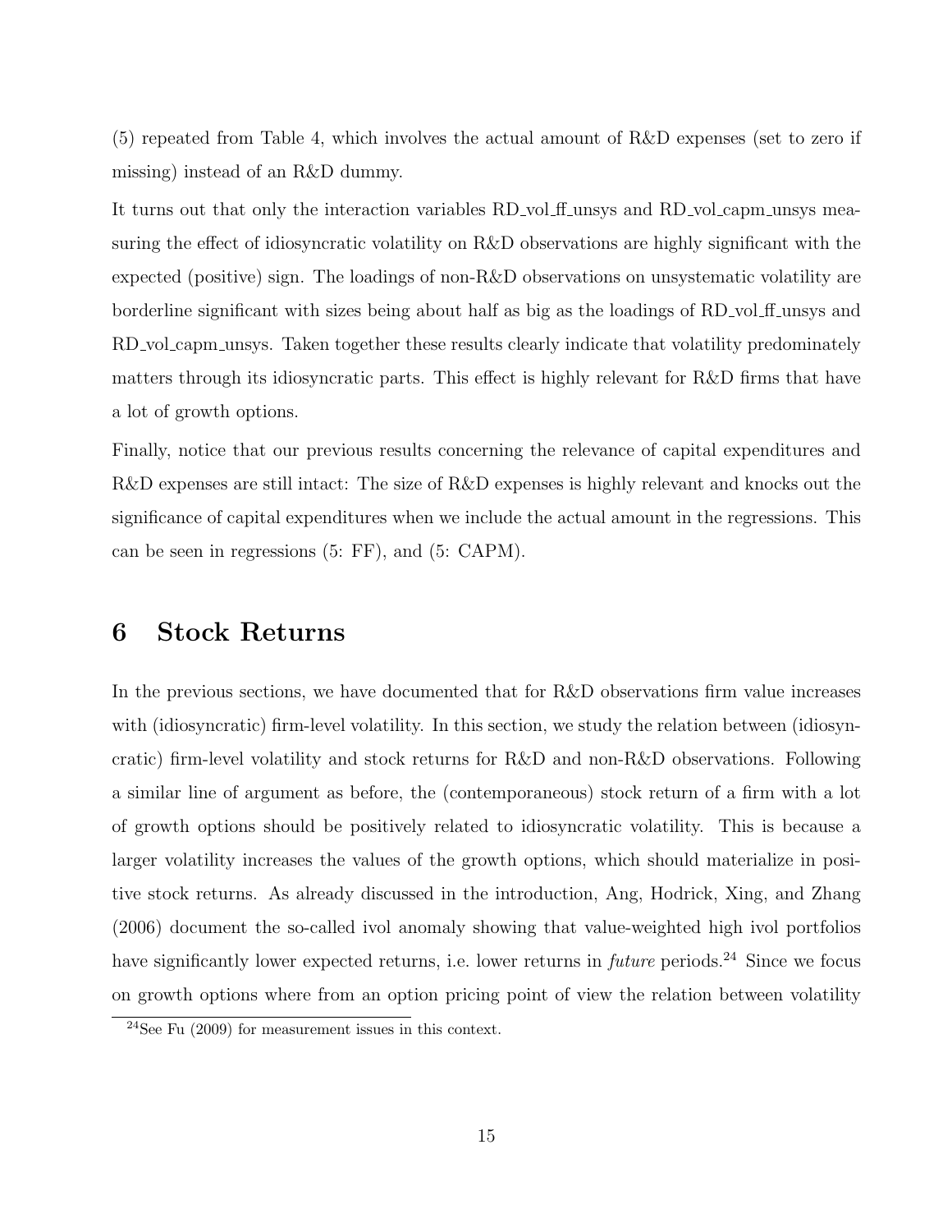(5) repeated from Table 4, which involves the actual amount of R&D expenses (set to zero if missing) instead of an R&D dummy.

It turns out that only the interaction variables RD_vol_ff_unsys and RD_vol_capm_unsys measuring the effect of idiosyncratic volatility on R&D observations are highly significant with the expected (positive) sign. The loadings of non-R&D observations on unsystematic volatility are borderline significant with sizes being about half as big as the loadings of RD_vol_ff_unsys and RD_vol_capm_unsys. Taken together these results clearly indicate that volatility predominately matters through its idiosyncratic parts. This effect is highly relevant for R&D firms that have a lot of growth options.

Finally, notice that our previous results concerning the relevance of capital expenditures and R&D expenses are still intact: The size of R&D expenses is highly relevant and knocks out the significance of capital expenditures when we include the actual amount in the regressions. This can be seen in regressions (5: FF), and (5: CAPM).

# 6 Stock Returns

In the previous sections, we have documented that for R&D observations firm value increases with (idiosyncratic) firm-level volatility. In this section, we study the relation between (idiosyncratic) firm-level volatility and stock returns for R&D and non-R&D observations. Following a similar line of argument as before, the (contemporaneous) stock return of a firm with a lot of growth options should be positively related to idiosyncratic volatility. This is because a larger volatility increases the values of the growth options, which should materialize in positive stock returns. As already discussed in the introduction, Ang, Hodrick, Xing, and Zhang (2006) document the so-called ivol anomaly showing that value-weighted high ivol portfolios have significantly lower expected returns, i.e. lower returns in *future* periods.[24] Since we focus on growth options where from an option pricing point of view the relation between volatility

[24] See Fu (2009) for measurement issues in this context.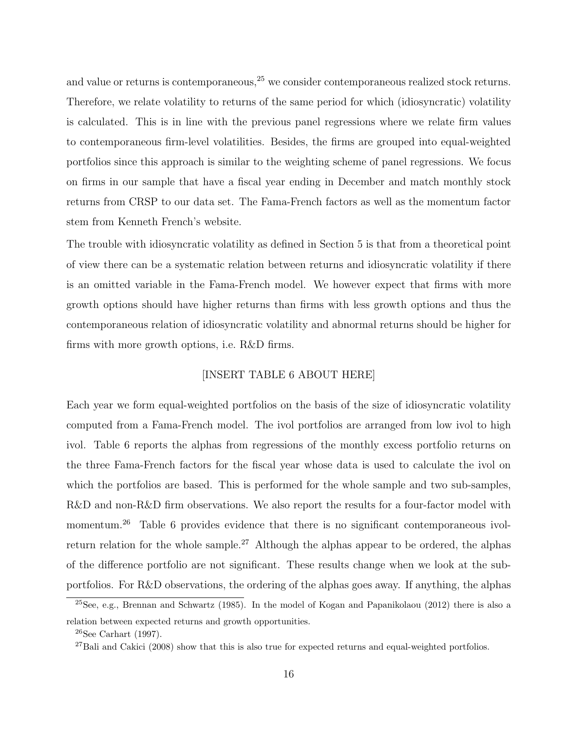and value or returns is contemporaneous,[25] we consider contemporaneous realized stock returns. Therefore, we relate volatility to returns of the same period for which (idiosyncratic) volatility is calculated. This is in line with the previous panel regressions where we relate firm values to contemporaneous firm-level volatilities. Besides, the firms are grouped into equal-weighted portfolios since this approach is similar to the weighting scheme of panel regressions. We focus on firms in our sample that have a fiscal year ending in December and match monthly stock returns from CRSP to our data set. The Fama-French factors as well as the momentum factor stem from Kenneth French's website.

The trouble with idiosyncratic volatility as defined in Section 5 is that from a theoretical point of view there can be a systematic relation between returns and idiosyncratic volatility if there is an omitted variable in the Fama-French model. We however expect that firms with more growth options should have higher returns than firms with less growth options and thus the contemporaneous relation of idiosyncratic volatility and abnormal returns should be higher for firms with more growth options, i.e. R&D firms.

[INSERT TABLE 6 ABOUT HERE]

Each year we form equal-weighted portfolios on the basis of the size of idiosyncratic volatility computed from a Fama-French model. The ivol portfolios are arranged from low ivol to high ivol. Table 6 reports the alphas from regressions of the monthly excess portfolio returns on the three Fama-French factors for the fiscal year whose data is used to calculate the ivol on which the portfolios are based. This is performed for the whole sample and two sub-samples, R&D and non-R&D firm observations. We also report the results for a four-factor model with momentum.[26] Table 6 provides evidence that there is no significant contemporaneous ivol-return relation for the whole sample.[27] Although the alphas appear to be ordered, the alphas of the difference portfolio are not significant. These results change when we look at the sub-portfolios. For R&D observations, the ordering of the alphas goes away. If anything, the alphas

[25] See, e.g., Brennan and Schwartz (1985). In the model of Kogan and Papanikolaou (2012) there is also a relation between expected returns and growth opportunities.

[26] See Carhart (1997).

[27] Bali and Cakici (2008) show that this is also true for expected returns and equal-weighted portfolios.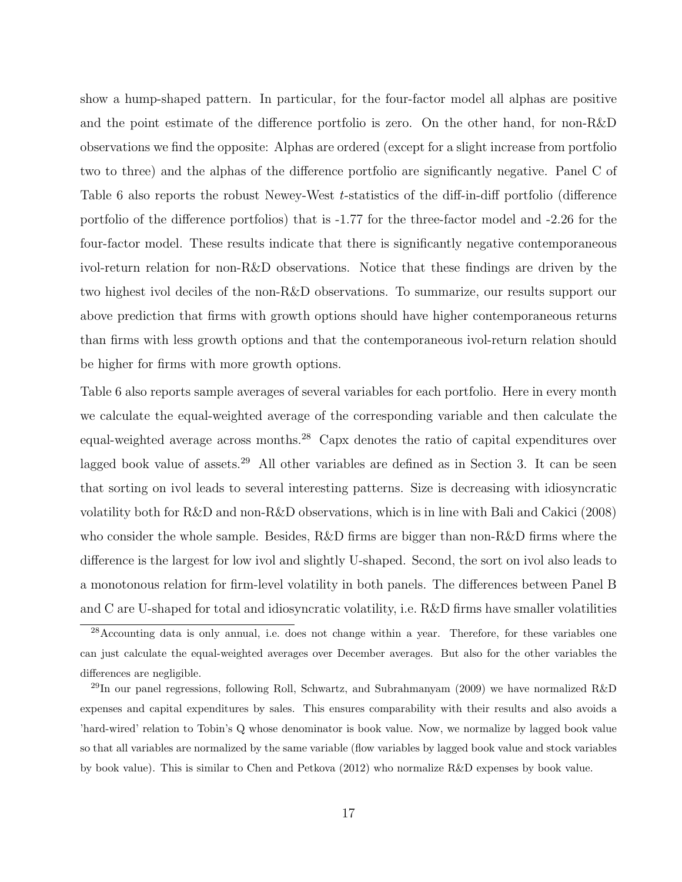show a hump-shaped pattern. In particular, for the four-factor model all alphas are positive and the point estimate of the difference portfolio is zero. On the other hand, for non-R&D observations we find the opposite: Alphas are ordered (except for a slight increase from portfolio two to three) and the alphas of the difference portfolio are significantly negative. Panel C of Table 6 also reports the robust Newey-West $t$-statistics of the diff-in-diff portfolio (difference portfolio of the difference portfolios) that is -1.77 for the three-factor model and -2.26 for the four-factor model. These results indicate that there is significantly negative contemporaneous ivol-return relation for non-R&D observations. Notice that these findings are driven by the two highest ivol deciles of the non-R&D observations. To summarize, our results support our above prediction that firms with growth options should have higher contemporaneous returns than firms with less growth options and that the contemporaneous ivol-return relation should be higher for firms with more growth options.

Table 6 also reports sample averages of several variables for each portfolio. Here in every month we calculate the equal-weighted average of the corresponding variable and then calculate the equal-weighted average across months.[28] Capx denotes the ratio of capital expenditures over lagged book value of assets.[29] All other variables are defined as in Section 3. It can be seen that sorting on ivol leads to several interesting patterns. Size is decreasing with idiosyncratic volatility both for R&D and non-R&D observations, which is in line with Bali and Cakici (2008) who consider the whole sample. Besides, R&D firms are bigger than non-R&D firms where the difference is the largest for low ivol and slightly U-shaped. Second, the sort on ivol also leads to a monotonous relation for firm-level volatility in both panels. The differences between Panel B and C are U-shaped for total and idiosyncratic volatility, i.e. R&D firms have smaller volatilities

[28] Accounting data is only annual, i.e. does not change within a year. Therefore, for these variables one can just calculate the equal-weighted averages over December averages. But also for the other variables the differences are negligible.

[29] In our panel regressions, following Roll, Schwartz, and Subrahmanyam (2009) we have normalized R&D expenses and capital expenditures by sales. This ensures comparability with their results and also avoids a 'hard-wired' relation to Tobin's Q whose denominator is book value. Now, we normalize by lagged book value so that all variables are normalized by the same variable (flow variables by lagged book value and stock variables by book value). This is similar to Chen and Petkova (2012) who normalize R&D expenses by book value.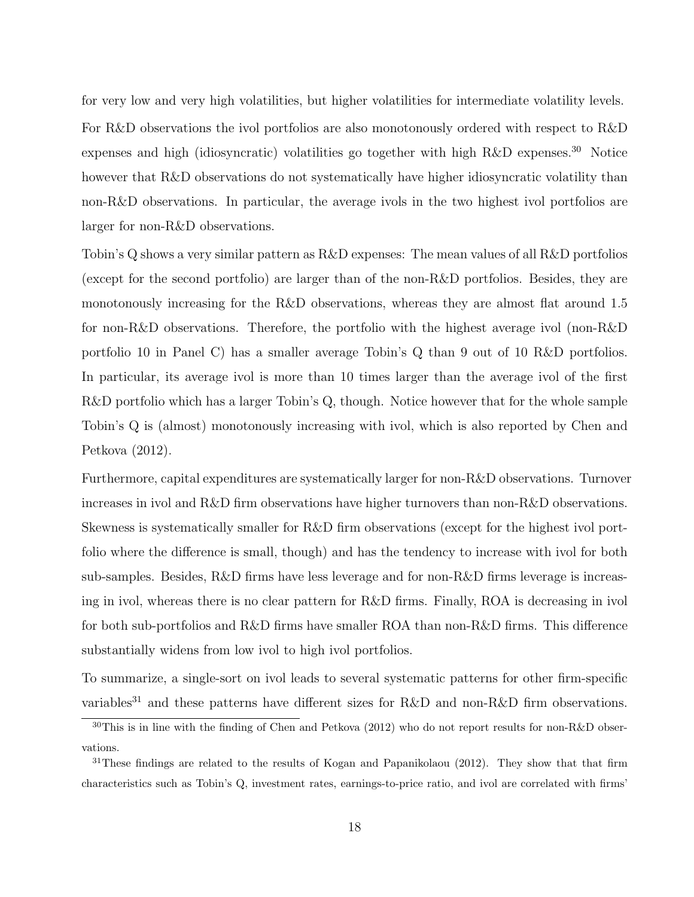for very low and very high volatilities, but higher volatilities for intermediate volatility levels. For R&D observations the ivol portfolios are also monotonously ordered with respect to R&D expenses and high (idiosyncratic) volatilities go together with high R&D expenses.[30] Notice however that R&D observations do not systematically have higher idiosyncratic volatility than non-R&D observations. In particular, the average ivols in the two highest ivol portfolios are larger for non-R&D observations.

Tobin's Q shows a very similar pattern as R&D expenses: The mean values of all R&D portfolios (except for the second portfolio) are larger than of the non-R&D portfolios. Besides, they are monotonously increasing for the R&D observations, whereas they are almost flat around 1.5 for non-R&D observations. Therefore, the portfolio with the highest average ivol (non-R&D portfolio 10 in Panel C) has a smaller average Tobin's Q than 9 out of 10 R&D portfolios. In particular, its average ivol is more than 10 times larger than the average ivol of the first R&D portfolio which has a larger Tobin's Q, though. Notice however that for the whole sample Tobin's Q is (almost) monotonously increasing with ivol, which is also reported by Chen and Petkova (2012).

Furthermore, capital expenditures are systematically larger for non-R&D observations. Turnover increases in ivol and R&D firm observations have higher turnovers than non-R&D observations. Skewness is systematically smaller for R&D firm observations (except for the highest ivol portfolio where the difference is small, though) and has the tendency to increase with ivol for both sub-samples. Besides, R&D firms have less leverage and for non-R&D firms leverage is increasing in ivol, whereas there is no clear pattern for R&D firms. Finally, ROA is decreasing in ivol for both sub-portfolios and R&D firms have smaller ROA than non-R&D firms. This difference substantially widens from low ivol to high ivol portfolios.

To summarize, a single-sort on ivol leads to several systematic patterns for other firm-specific variables[31] and these patterns have different sizes for R&D and non-R&D firm observations.

[30] This is in line with the finding of Chen and Petkova (2012) who do not report results for non-R&D observations.

[31] These findings are related to the results of Kogan and Papanikolaou (2012). They show that that firm characteristics such as Tobin's Q, investment rates, earnings-to-price ratio, and ivol are correlated with firms'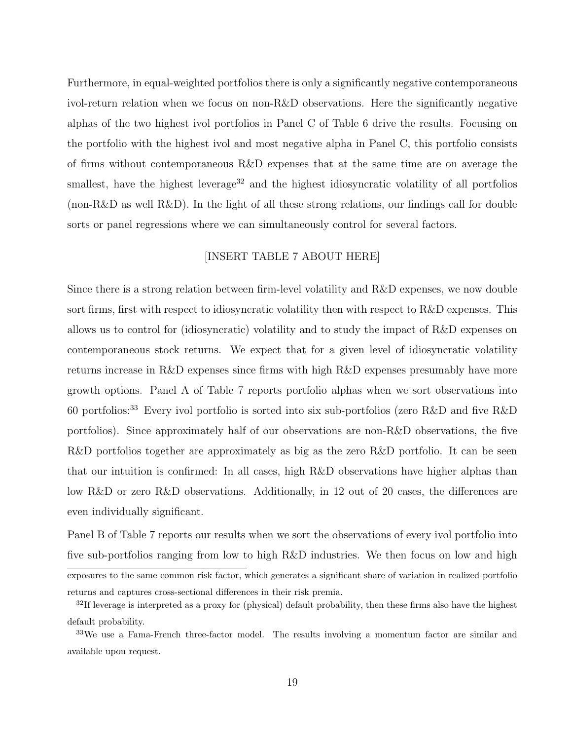Furthermore, in equal-weighted portfolios there is only a significantly negative contemporaneous ivol-return relation when we focus on non-R&D observations. Here the significantly negative alphas of the two highest ivol portfolios in Panel C of Table 6 drive the results. Focusing on the portfolio with the highest ivol and most negative alpha in Panel C, this portfolio consists of firms without contemporaneous R&D expenses that at the same time are on average the smallest, have the highest leverage[32] and the highest idiosyncratic volatility of all portfolios (non-R&D as well R&D). In the light of all these strong relations, our findings call for double sorts or panel regressions where we can simultaneously control for several factors.

[INSERT TABLE 7 ABOUT HERE]

Since there is a strong relation between firm-level volatility and R&D expenses, we now double sort firms, first with respect to idiosyncratic volatility then with respect to R&D expenses. This allows us to control for (idiosyncratic) volatility and to study the impact of R&D expenses on contemporaneous stock returns. We expect that for a given level of idiosyncratic volatility returns increase in R&D expenses since firms with high R&D expenses presumably have more growth options. Panel A of Table 7 reports portfolio alphas when we sort observations into 60 portfolios:[33] Every ivol portfolio is sorted into six sub-portfolios (zero R&D and five R&D portfolios). Since approximately half of our observations are non-R&D observations, the five R&D portfolios together are approximately as big as the zero R&D portfolio. It can be seen that our intuition is confirmed: In all cases, high R&D observations have higher alphas than low R&D or zero R&D observations. Additionally, in 12 out of 20 cases, the differences are even individually significant.

Panel B of Table 7 reports our results when we sort the observations of every ivol portfolio into five sub-portfolios ranging from low to high R&D industries. We then focus on low and high

exposures to the same common risk factor, which generates a significant share of variation in realized portfolio returns and captures cross-sectional differences in their risk premia.

[32] If leverage is interpreted as a proxy for (physical) default probability, then these firms also have the highest default probability.

[33] We use a Fama-French three-factor model. The results involving a momentum factor are similar and available upon request.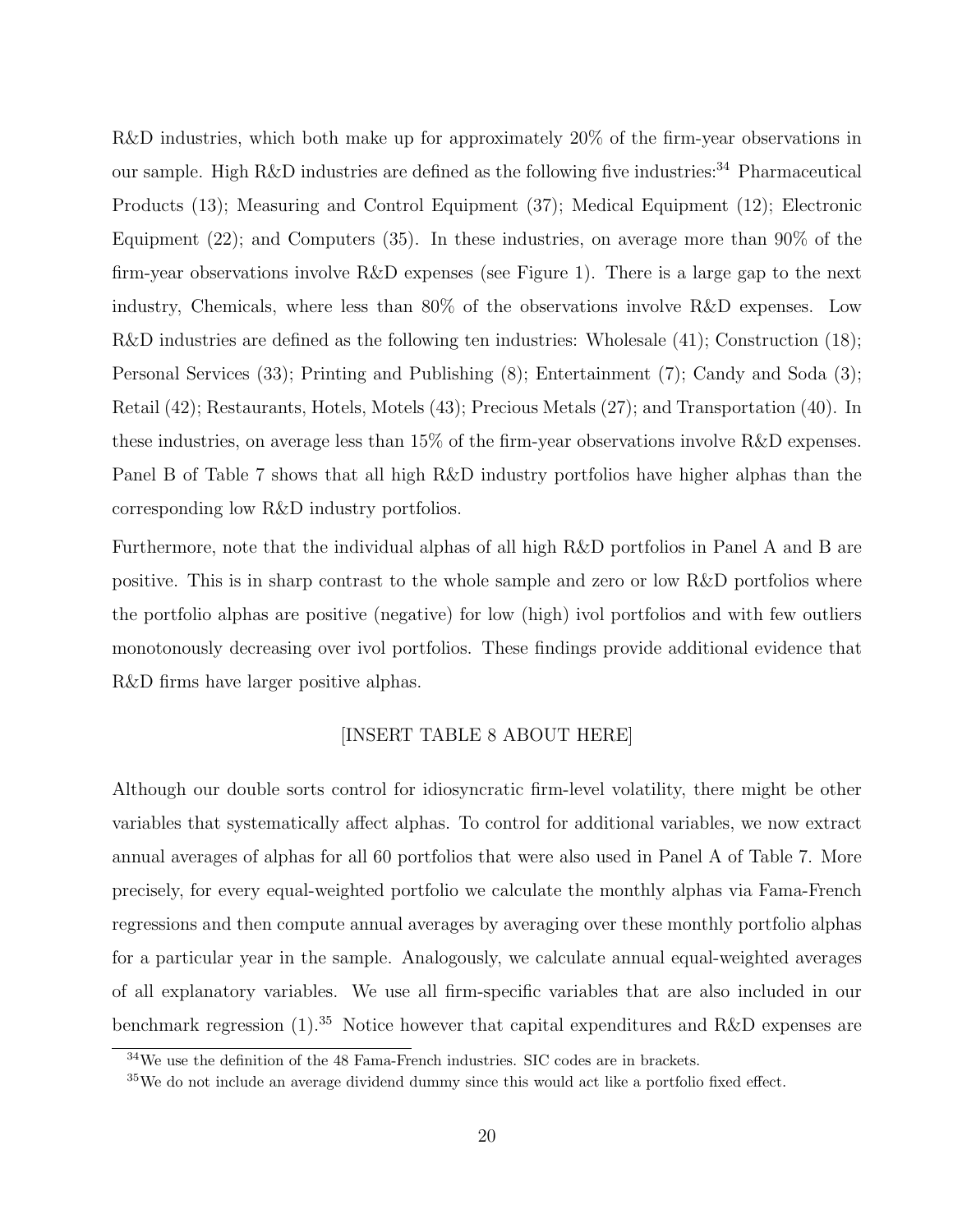R&D industries, which both make up for approximately 20% of the firm-year observations in our sample. High R&D industries are defined as the following five industries:[34] Pharmaceutical Products (13); Measuring and Control Equipment (37); Medical Equipment (12); Electronic Equipment (22); and Computers (35). In these industries, on average more than 90% of the firm-year observations involve R&D expenses (see Figure 1). There is a large gap to the next industry, Chemicals, where less than 80% of the observations involve R&D expenses. Low R&D industries are defined as the following ten industries: Wholesale (41); Construction (18); Personal Services (33); Printing and Publishing (8); Entertainment (7); Candy and Soda (3); Retail (42); Restaurants, Hotels, Motels (43); Precious Metals (27); and Transportation (40). In these industries, on average less than 15% of the firm-year observations involve R&D expenses. Panel B of Table 7 shows that all high R&D industry portfolios have higher alphas than the corresponding low R&D industry portfolios.

Furthermore, note that the individual alphas of all high R&D portfolios in Panel A and B are positive. This is in sharp contrast to the whole sample and zero or low R&D portfolios where the portfolio alphas are positive (negative) for low (high) ivol portfolios and with few outliers monotonously decreasing over ivol portfolios. These findings provide additional evidence that R&D firms have larger positive alphas.

[INSERT TABLE 8 ABOUT HERE]

Although our double sorts control for idiosyncratic firm-level volatility, there might be other variables that systematically affect alphas. To control for additional variables, we now extract annual averages of alphas for all 60 portfolios that were also used in Panel A of Table 7. More precisely, for every equal-weighted portfolio we calculate the monthly alphas via Fama-French regressions and then compute annual averages by averaging over these monthly portfolio alphas for a particular year in the sample. Analogously, we calculate annual equal-weighted averages of all explanatory variables. We use all firm-specific variables that are also included in our benchmark regression (1).[35] Notice however that capital expenditures and R&D expenses are

[34] We use the definition of the 48 Fama-French industries. SIC codes are in brackets.

[35] We do not include an average dividend dummy since this would act like a portfolio fixed effect.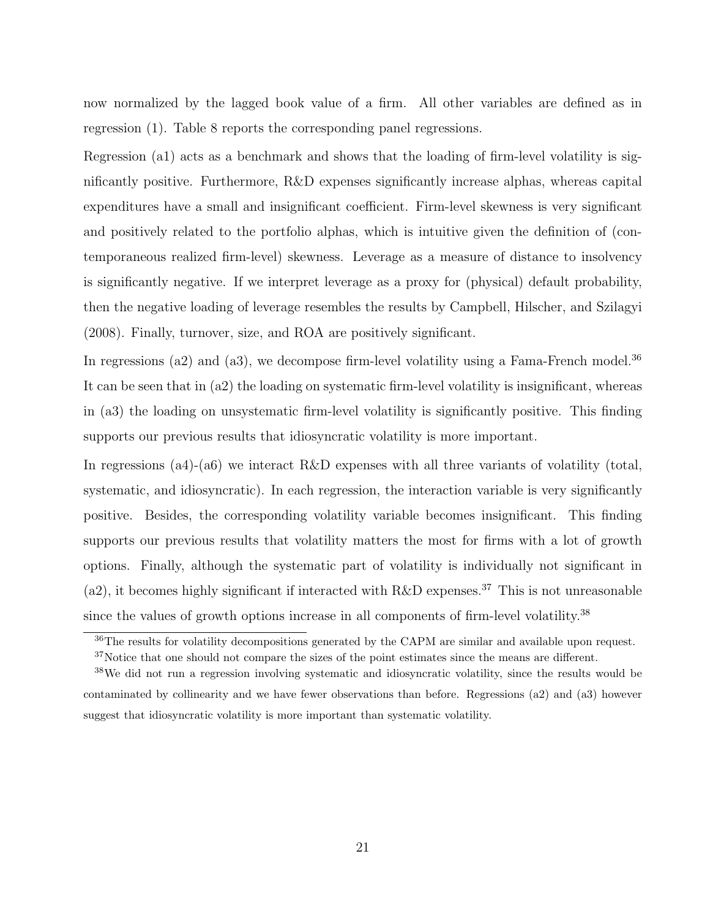now normalized by the lagged book value of a firm. All other variables are defined as in regression (1). Table 8 reports the corresponding panel regressions.

Regression (a1) acts as a benchmark and shows that the loading of firm-level volatility is significantly positive. Furthermore, R&D expenses significantly increase alphas, whereas capital expenditures have a small and insignificant coefficient. Firm-level skewness is very significant and positively related to the portfolio alphas, which is intuitive given the definition of (contemporaneous realized firm-level) skewness. Leverage as a measure of distance to insolvency is significantly negative. If we interpret leverage as a proxy for (physical) default probability, then the negative loading of leverage resembles the results by Campbell, Hilscher, and Szilagyi (2008). Finally, turnover, size, and ROA are positively significant.

In regressions (a2) and (a3), we decompose firm-level volatility using a Fama-French model.[36] It can be seen that in (a2) the loading on systematic firm-level volatility is insignificant, whereas in (a3) the loading on unsystematic firm-level volatility is significantly positive. This finding supports our previous results that idiosyncratic volatility is more important.

In regressions (a4)-(a6) we interact R&D expenses with all three variants of volatility (total, systematic, and idiosyncratic). In each regression, the interaction variable is very significantly positive. Besides, the corresponding volatility variable becomes insignificant. This finding supports our previous results that volatility matters the most for firms with a lot of growth options. Finally, although the systematic part of volatility is individually not significant in (a2), it becomes highly significant if interacted with R&D expenses.[37] This is not unreasonable since the values of growth options increase in all components of firm-level volatility.[38]

[36] The results for volatility decompositions generated by the CAPM are similar and available upon request.

[37] Notice that one should not compare the sizes of the point estimates since the means are different.

[38] We did not run a regression involving systematic and idiosyncratic volatility, since the results would be contaminated by collinearity and we have fewer observations than before. Regressions (a2) and (a3) however suggest that idiosyncratic volatility is more important than systematic volatility.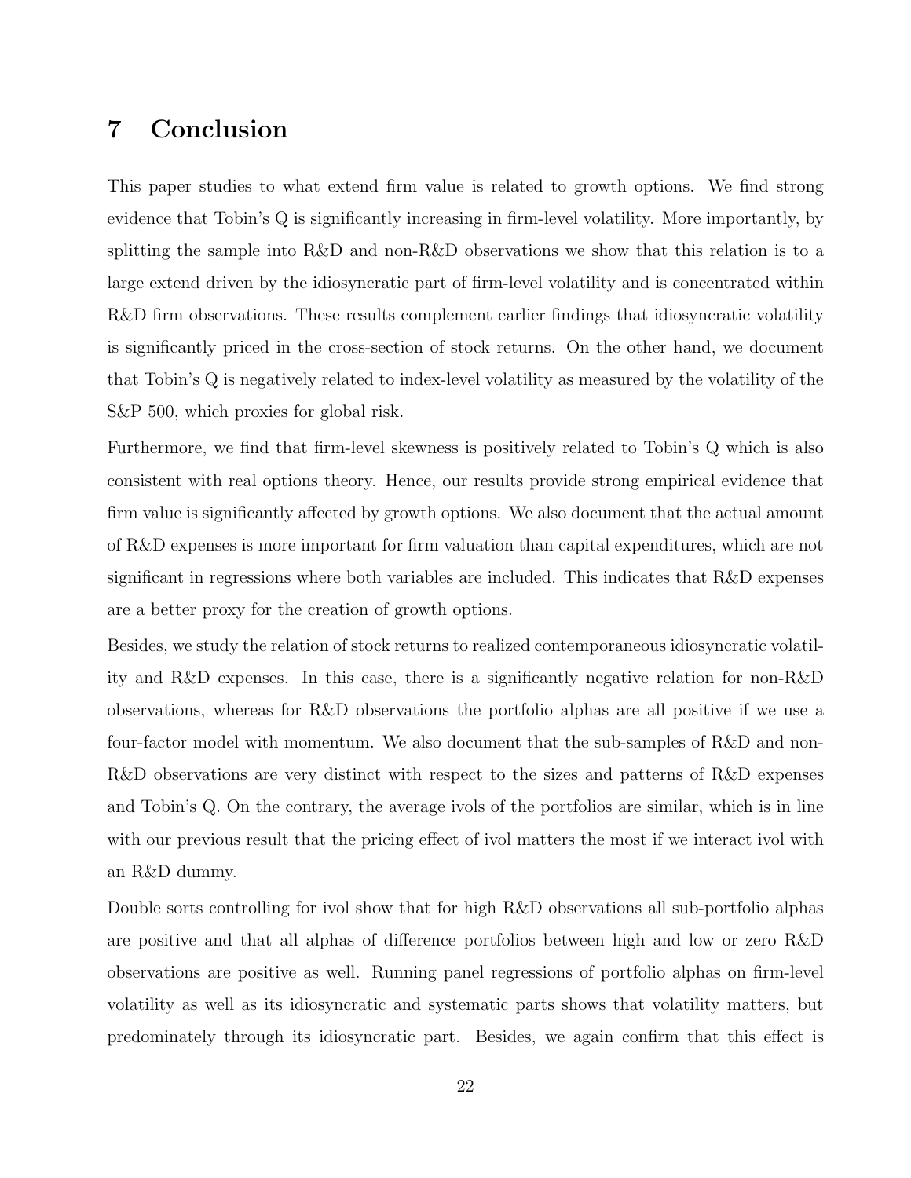# 7 Conclusion

This paper studies to what extend firm value is related to growth options. We find strong evidence that Tobin's Q is significantly increasing in firm-level volatility. More importantly, by splitting the sample into R&D and non-R&D observations we show that this relation is to a large extend driven by the idiosyncratic part of firm-level volatility and is concentrated within R&D firm observations. These results complement earlier findings that idiosyncratic volatility is significantly priced in the cross-section of stock returns. On the other hand, we document that Tobin's Q is negatively related to index-level volatility as measured by the volatility of the S&P 500, which proxies for global risk.

Furthermore, we find that firm-level skewness is positively related to Tobin's Q which is also consistent with real options theory. Hence, our results provide strong empirical evidence that firm value is significantly affected by growth options. We also document that the actual amount of R&D expenses is more important for firm valuation than capital expenditures, which are not significant in regressions where both variables are included. This indicates that R&D expenses are a better proxy for the creation of growth options.

Besides, we study the relation of stock returns to realized contemporaneous idiosyncratic volatility and R&D expenses. In this case, there is a significantly negative relation for non-R&D observations, whereas for R&D observations the portfolio alphas are all positive if we use a four-factor model with momentum. We also document that the sub-samples of R&D and non-R&D observations are very distinct with respect to the sizes and patterns of R&D expenses and Tobin's Q. On the contrary, the average ivols of the portfolios are similar, which is in line with our previous result that the pricing effect of ivol matters the most if we interact ivol with an R&D dummy.

Double sorts controlling for ivol show that for high R&D observations all sub-portfolio alphas are positive and that all alphas of difference portfolios between high and low or zero R&D observations are positive as well. Running panel regressions of portfolio alphas on firm-level volatility as well as its idiosyncratic and systematic parts shows that volatility matters, but predominately through its idiosyncratic part. Besides, we again confirm that this effect is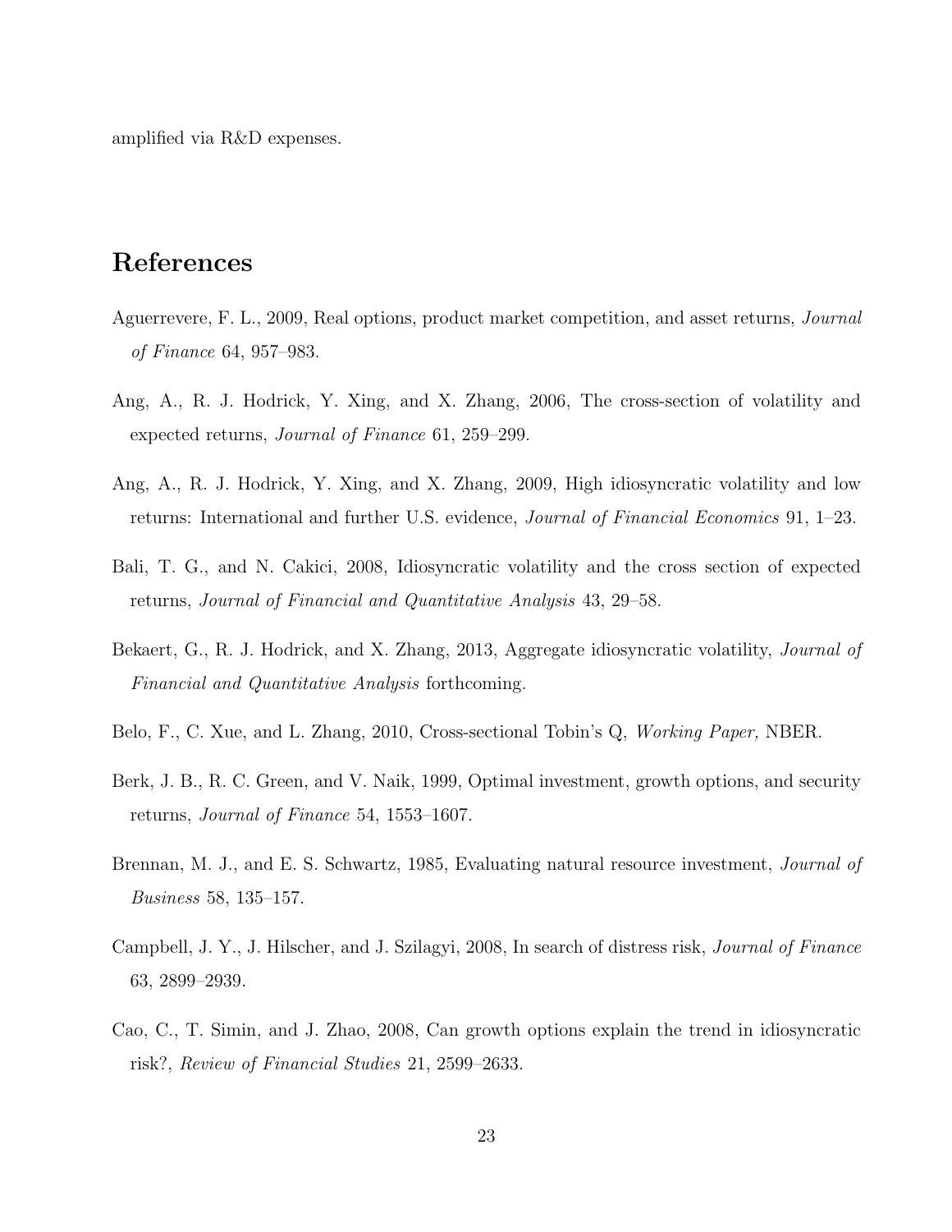amplified via R&D expenses.

# References

Aguerrevere, F. L., 2009, Real options, product market competition, and asset returns, *Journal of Finance* 64, 957–983.

Ang, A., R. J. Hodrick, Y. Xing, and X. Zhang, 2006, The cross-section of volatility and expected returns, *Journal of Finance* 61, 259–299.

Ang, A., R. J. Hodrick, Y. Xing, and X. Zhang, 2009, High idiosyncratic volatility and low returns: International and further U.S. evidence, *Journal of Financial Economics* 91, 1–23.

Bali, T. G., and N. Cakici, 2008, Idiosyncratic volatility and the cross section of expected returns, *Journal of Financial and Quantitative Analysis* 43, 29–58.

Bekaert, G., R. J. Hodrick, and X. Zhang, 2013, Aggregate idiosyncratic volatility, *Journal of Financial and Quantitative Analysis* forthcoming.

Belo, F., C. Xue, and L. Zhang, 2010, Cross-sectional Tobin's Q, *Working Paper,* NBER.

Berk, J. B., R. C. Green, and V. Naik, 1999, Optimal investment, growth options, and security returns, *Journal of Finance* 54, 1553–1607.

Brennan, M. J., and E. S. Schwartz, 1985, Evaluating natural resource investment, *Journal of Business* 58, 135–157.

Campbell, J. Y., J. Hilscher, and J. Szilagyi, 2008, In search of distress risk, *Journal of Finance* 63, 2899–2939.

Cao, C., T. Simin, and J. Zhao, 2008, Can growth options explain the trend in idiosyncratic risk?, *Review of Financial Studies* 21, 2599–2633.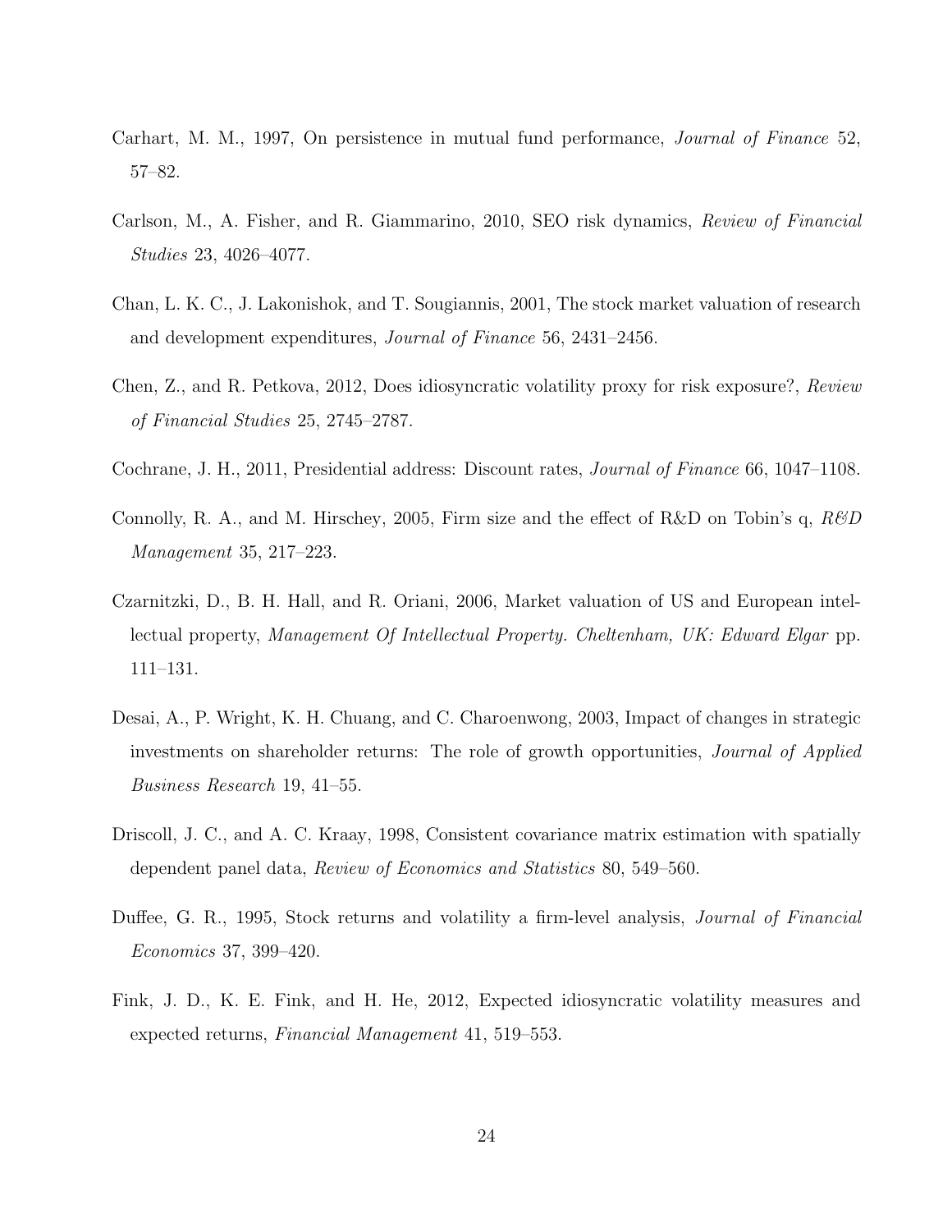Carhart, M. M., 1997, On persistence in mutual fund performance, *Journal of Finance* 52, 57–82.

Carlson, M., A. Fisher, and R. Giammarino, 2010, SEO risk dynamics, *Review of Financial Studies* 23, 4026–4077.

Chan, L. K. C., J. Lakonishok, and T. Sougiannis, 2001, The stock market valuation of research and development expenditures, *Journal of Finance* 56, 2431–2456.

Chen, Z., and R. Petkova, 2012, Does idiosyncratic volatility proxy for risk exposure?, *Review of Financial Studies* 25, 2745–2787.

Cochrane, J. H., 2011, Presidential address: Discount rates, *Journal of Finance* 66, 1047–1108.

Connolly, R. A., and M. Hirschey, 2005, Firm size and the effect of R&D on Tobin's q, *R&D Management* 35, 217–223.

Czarnitzki, D., B. H. Hall, and R. Oriani, 2006, Market valuation of US and European intellectual property, *Management Of Intellectual Property. Cheltenham, UK: Edward Elgar* pp. 111–131.

Desai, A., P. Wright, K. H. Chuang, and C. Charoenwong, 2003, Impact of changes in strategic investments on shareholder returns: The role of growth opportunities, *Journal of Applied Business Research* 19, 41–55.

Driscoll, J. C., and A. C. Kraay, 1998, Consistent covariance matrix estimation with spatially dependent panel data, *Review of Economics and Statistics* 80, 549–560.

Duffee, G. R., 1995, Stock returns and volatility a firm-level analysis, *Journal of Financial Economics* 37, 399–420.

Fink, J. D., K. E. Fink, and H. He, 2012, Expected idiosyncratic volatility measures and expected returns, *Financial Management* 41, 519–553.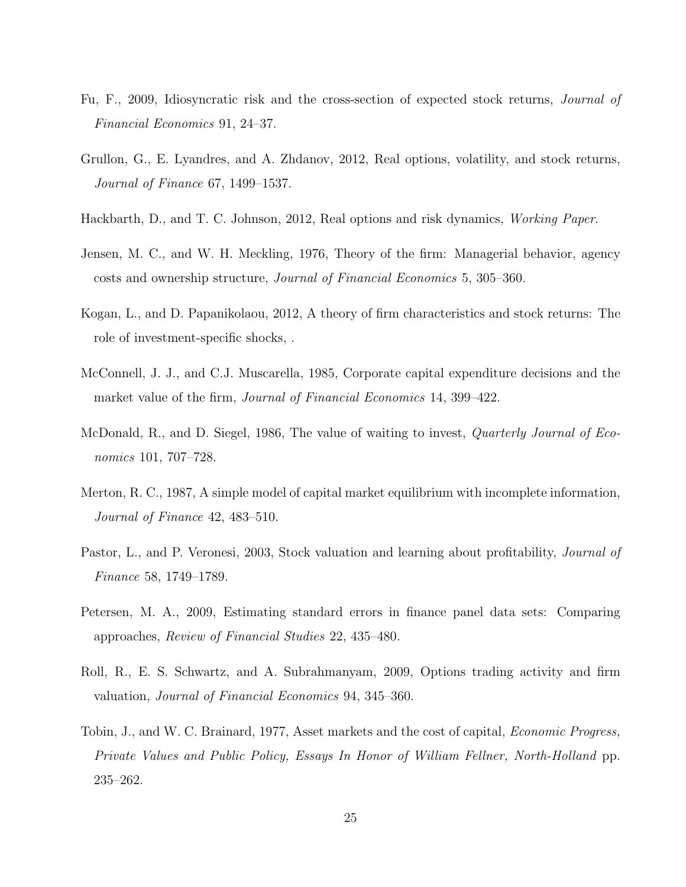Fu, F., 2009, Idiosyncratic risk and the cross-section of expected stock returns, *Journal of Financial Economics* 91, 24–37.

Grullon, G., E. Lyandres, and A. Zhdanov, 2012, Real options, volatility, and stock returns, *Journal of Finance* 67, 1499–1537.

Hackbarth, D., and T. C. Johnson, 2012, Real options and risk dynamics, *Working Paper*.

Jensen, M. C., and W. H. Meckling, 1976, Theory of the firm: Managerial behavior, agency costs and ownership structure, *Journal of Financial Economics* 5, 305–360.

Kogan, L., and D. Papanikolaou, 2012, A theory of firm characteristics and stock returns: The role of investment-specific shocks, .

McConnell, J. J., and C.J. Muscarella, 1985, Corporate capital expenditure decisions and the market value of the firm, *Journal of Financial Economics* 14, 399–422.

McDonald, R., and D. Siegel, 1986, The value of waiting to invest, *Quarterly Journal of Economics* 101, 707–728.

Merton, R. C., 1987, A simple model of capital market equilibrium with incomplete information, *Journal of Finance* 42, 483–510.

Pastor, L., and P. Veronesi, 2003, Stock valuation and learning about profitability, *Journal of Finance* 58, 1749–1789.

Petersen, M. A., 2009, Estimating standard errors in finance panel data sets: Comparing approaches, *Review of Financial Studies* 22, 435–480.

Roll, R., E. S. Schwartz, and A. Subrahmanyam, 2009, Options trading activity and firm valuation, *Journal of Financial Economics* 94, 345–360.

Tobin, J., and W. C. Brainard, 1977, Asset markets and the cost of capital, *Economic Progress, Private Values and Public Policy, Essays In Honor of William Fellner, North-Holland* pp. 235–262.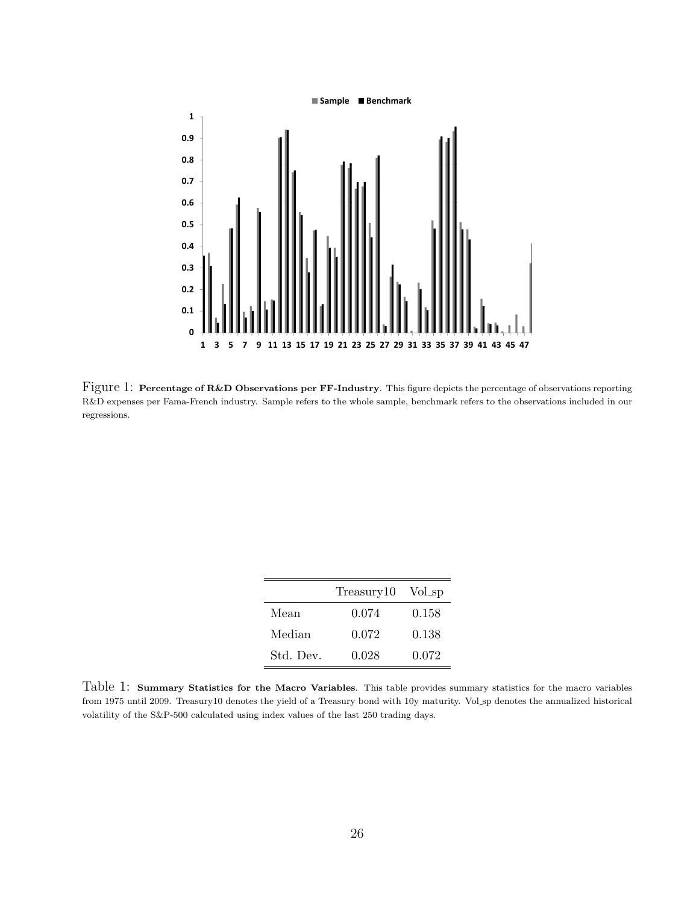Figure 1: **Percentage of R&D Observations per FF-Industry**. This figure depicts the percentage of observations reporting R&D expenses per Fama-French industry. Sample refers to the whole sample, benchmark refers to the observations included in our regressions.

| | Treasury10 | Vol_sp |
|---|---|---|
| Mean | 0.074 | 0.158 |
| Median | 0.072 | 0.138 |
| Std. Dev. | 0.028 | 0.072 |

Table 1: **Summary Statistics for the Macro Variables**. This table provides summary statistics for the macro variables from 1975 until 2009. Treasury10 denotes the yield of a Treasury bond with 10y maturity. Vol_sp denotes the annualized historical volatility of the S&P-500 calculated using index values of the last 250 trading days.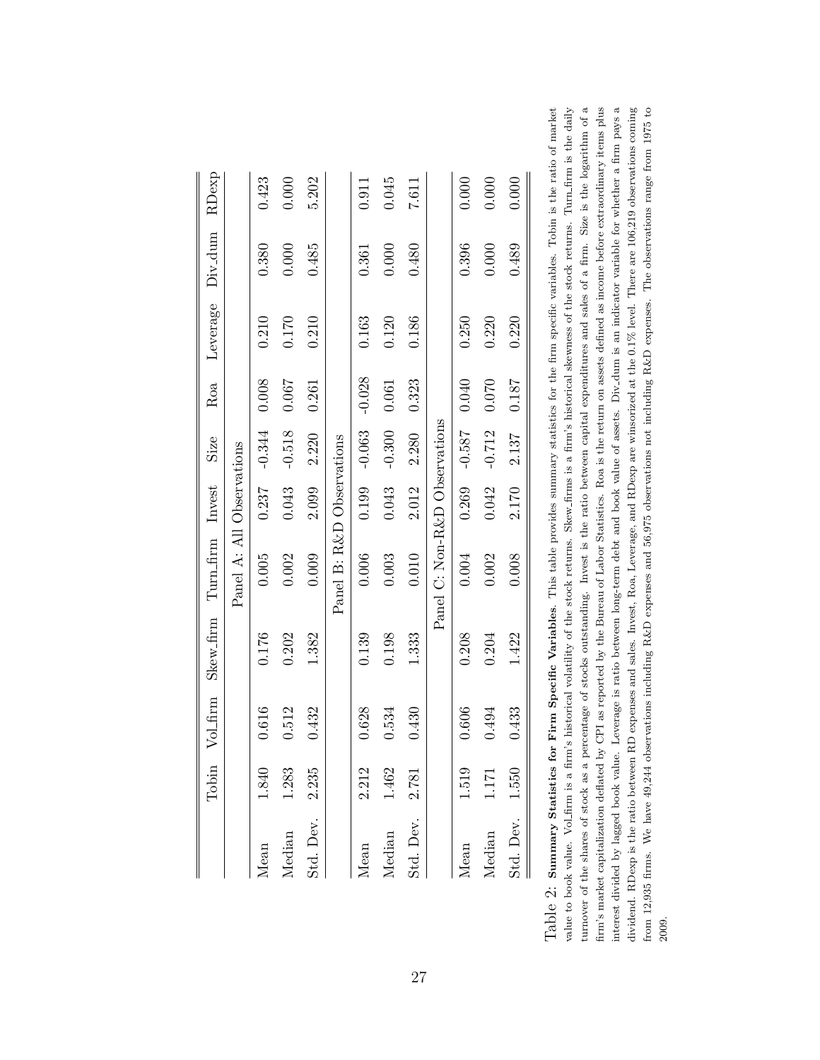| | Tobin | Vol_firm | Skew_firm | Turn_firm | Invest | Size | Roa | Leverage | Div_dum | RDexp |
|---|---|---|---|---|---|---|---|---|---|---|
| | Panel A: All Observations | | | | | | | | | |
| Mean | 1.840 | 0.616 | 0.176 | 0.005 | 0.237 | -0.344 | 0.008 | 0.210 | 0.380 | 0.423 |
| Median | 1.283 | 0.512 | 0.202 | 0.002 | 0.043 | -0.518 | 0.067 | 0.170 | 0.000 | 0.000 |
| Std. Dev. | 2.235 | 0.432 | 1.382 | 0.009 | 2.099 | 2.220 | 0.261 | 0.210 | 0.485 | 5.202 |
| | Panel B: R&D Observations | | | | | | | | | |
| Mean | 2.212 | 0.628 | 0.139 | 0.006 | 0.199 | -0.063 | -0.028 | 0.163 | 0.361 | 0.911 |
| Median | 1.462 | 0.534 | 0.198 | 0.003 | 0.043 | -0.300 | 0.061 | 0.120 | 0.000 | 0.045 |
| Std. Dev. | 2.781 | 0.430 | 1.333 | 0.010 | 2.012 | 2.280 | 0.323 | 0.186 | 0.480 | 7.611 |
| | Panel C: Non-R&D Observations | | | | | | | | | |
| Mean | 1.519 | 0.606 | 0.208 | 0.004 | 0.269 | -0.587 | 0.040 | 0.250 | 0.396 | 0.000 |
| Median | 1.171 | 0.494 | 0.204 | 0.002 | 0.042 | -0.712 | 0.070 | 0.220 | 0.000 | 0.000 |
| Std. Dev. | 1.550 | 0.433 | 1.422 | 0.008 | 2.170 | 2.137 | 0.187 | 0.220 | 0.489 | 0.000 |

Table 2: **Summary Statistics for Firm Specific Variables**. This table provides summary statistics for the firm specific variables. Tobin is the ratio of market value to book value. Vol_firm is a firm's historical volatility of the stock returns. Skew_firms is a firm's historical skewness of the stock returns. Turn_firm is the daily turnover of the shares of stock as a percentage of stocks outstanding. Invest is the ratio between capital expenditures and sales of a firm. Size is the logarithm of a firm's market capitalization deflated by CPI as reported by the Bureau of Labor Statistics. Roa is the return on assets defined as income before extraordinary items plus interest divided by lagged book value. Leverage is ratio between long-term debt and book value of assets. Div_dum is an indicator variable for whether a firm pays a dividend. RDexp is the ratio between RD expenses and sales. Invest, Roa, Leverage, and RDexp are winsorized at the 0.1% level. There are 106,219 observations coming from 12,935 firms. We have 49,244 observations including R&D expenses and 56,975 observations not including R&D expenses. The observations range from 1975 to 2009.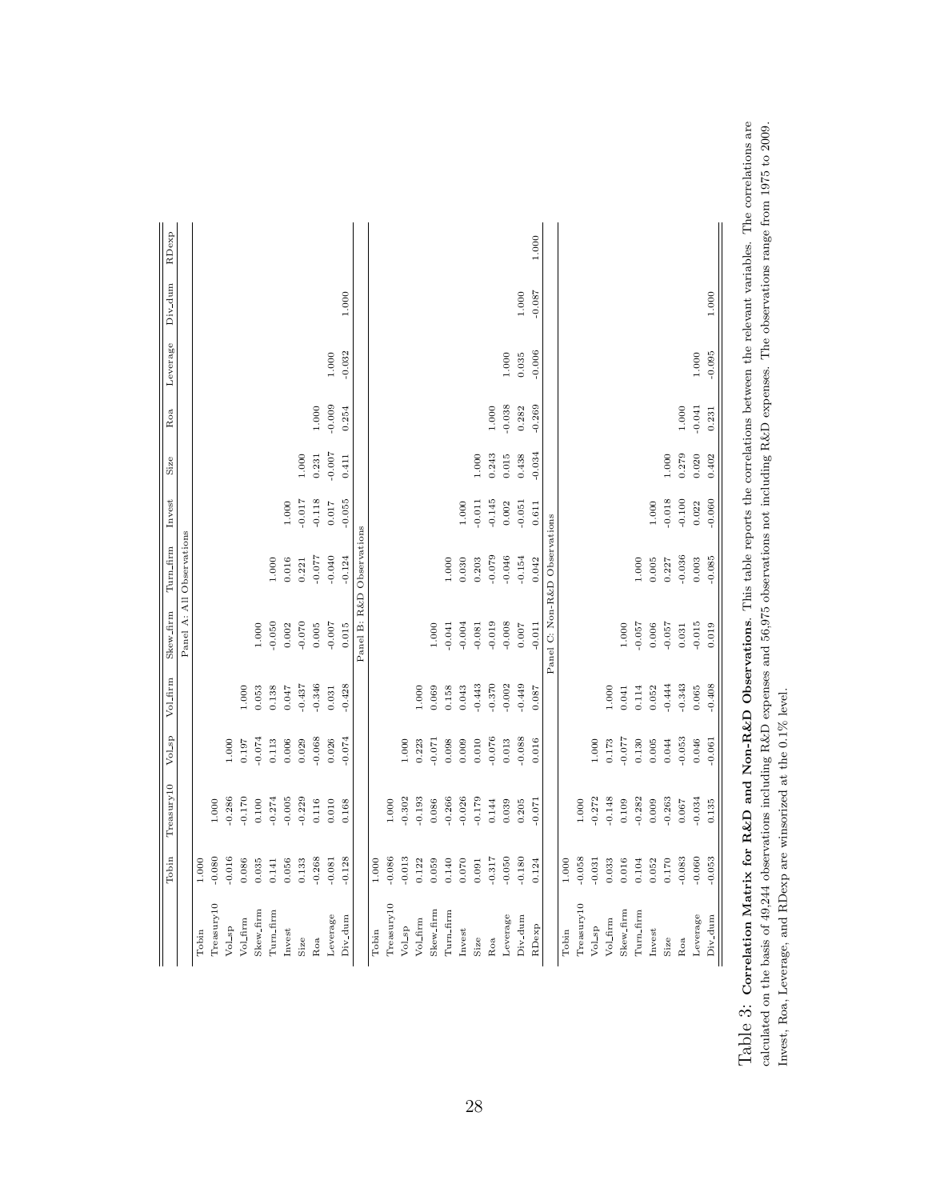| | Tobin | Treasury10 | Vol_sp | Vol_firm | Skew_firm | Turn_firm | Invest | Size | Roa | Leverage | Div_dum | RDexp |
|---|---|---|---|---|---|---|---|---|---|---|---|---|
| Panel A: All Observations | | | | | | | | | | | | |
| Tobin | 1.000 | | | | | | | | | | | |
| Treasury10 | -0.080 | 1.000 | | | | | | | | | | |
| Vol_sp | -0.016 | -0.286 | 1.000 | | | | | | | | | |
| Vol_firm | 0.086 | -0.170 | 0.197 | 1.000 | | | | | | | | |
| Skew_firm | 0.035 | 0.100 | -0.074 | 0.053 | 1.000 | | | | | | | |
| Turn_firm | 0.141 | -0.274 | 0.113 | 0.138 | -0.050 | 1.000 | | | | | | |
| Invest | 0.056 | -0.005 | 0.006 | 0.047 | 0.002 | 0.016 | 1.000 | | | | | |
| Size | 0.133 | -0.229 | 0.029 | -0.437 | -0.070 | 0.221 | -0.017 | 1.000 | | | | |
| Roa | -0.268 | 0.116 | -0.068 | -0.346 | 0.005 | -0.077 | -0.118 | 0.231 | 1.000 | | | |
| Leverage | -0.081 | 0.010 | 0.026 | 0.031 | -0.007 | -0.040 | 0.017 | -0.007 | -0.009 | 1.000 | | |
| Div_dum | -0.128 | 0.168 | -0.074 | -0.428 | 0.015 | -0.124 | -0.055 | 0.411 | 0.254 | -0.032 | 1.000 | |
| Panel B: R&D Observations | | | | | | | | | | | | |
| Tobin | 1.000 | | | | | | | | | | | |
| Treasury10 | -0.086 | 1.000 | | | | | | | | | | |
| Vol_sp | -0.013 | -0.302 | 1.000 | | | | | | | | | |
| Vol_firm | 0.122 | -0.193 | 0.223 | 1.000 | | | | | | | | |
| Skew_firm | 0.059 | 0.086 | -0.071 | 0.069 | 1.000 | | | | | | | |
| Turn_firm | 0.140 | -0.266 | 0.098 | 0.158 | -0.041 | 1.000 | | | | | | |
| Invest | 0.070 | -0.026 | 0.009 | 0.043 | -0.004 | 0.030 | 1.000 | | | | | |
| Size | 0.091 | -0.179 | 0.010 | -0.443 | -0.081 | 0.203 | -0.011 | 1.000 | | | | |
| Roa | -0.317 | 0.144 | -0.076 | -0.370 | -0.019 | -0.079 | -0.145 | 0.243 | 1.000 | | | |
| Leverage | -0.050 | 0.039 | 0.013 | -0.002 | -0.008 | -0.046 | 0.002 | 0.015 | -0.038 | 1.000 | | |
| Div_dum | -0.180 | 0.205 | -0.088 | -0.449 | 0.007 | -0.154 | -0.051 | 0.438 | 0.282 | 0.035 | 1.000 | |
| RDexp | 0.124 | -0.071 | 0.016 | 0.087 | -0.011 | 0.042 | 0.611 | -0.034 | -0.269 | -0.006 | -0.087 | 1.000 |
| Panel C: Non-R&D Observations | | | | | | | | | | | | |
| Tobin | 1.000 | | | | | | | | | | | |
| Treasury10 | -0.058 | 1.000 | | | | | | | | | | |
| Vol_sp | -0.031 | -0.272 | 1.000 | | | | | | | | | |
| Vol_firm | 0.033 | -0.148 | 0.173 | 1.000 | | | | | | | | |
| Skew_firm | 0.016 | 0.109 | -0.077 | 0.041 | 1.000 | | | | | | | |
| Turn_firm | 0.104 | -0.282 | 0.130 | 0.114 | -0.057 | 1.000 | | | | | | |
| Invest | 0.052 | 0.009 | 0.005 | 0.052 | 0.006 | 0.005 | 1.000 | | | | | |
| Size | 0.170 | -0.263 | 0.044 | -0.444 | -0.057 | 0.227 | -0.018 | 1.000 | | | | |
| Roa | -0.083 | 0.067 | -0.053 | -0.343 | 0.031 | -0.036 | -0.100 | 0.279 | 1.000 | | | |
| Leverage | -0.060 | -0.034 | 0.046 | 0.065 | -0.015 | 0.003 | 0.022 | 0.020 | -0.041 | 1.000 | | |
| Div_dum | -0.053 | 0.135 | -0.061 | -0.408 | 0.019 | -0.085 | -0.060 | 0.402 | 0.231 | -0.095 | 1.000 | |

Table 3: **Correlation Matrix for R&D and Non-R&D Observations**. This table reports the correlations between the relevant variables. The correlations are calculated on the basis of 49,244 observations including R&D expenses and 56,975 observations not including R&D expenses. The observations range from 1975 to 2009. Invest, Roa, Leverage, and RDexp are winsorized at the 0.1% level.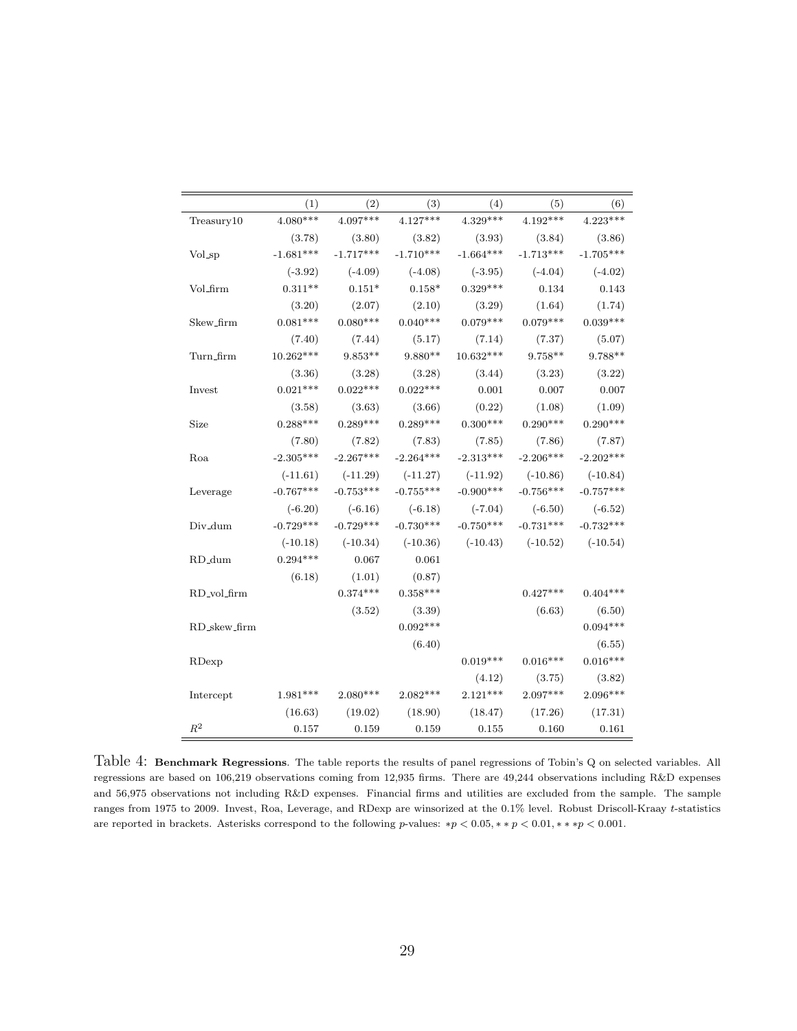|  | (1) | (2) | (3) | (4) | (5) | (6) |
|---|---|---|---|---|---|---|
| Treasury10 | 4.080*** | 4.097*** | 4.127*** | 4.329*** | 4.192*** | 4.223*** |
|  | (3.78) | (3.80) | (3.82) | (3.93) | (3.84) | (3.86) |
| Vol_sp | -1.681*** | -1.717*** | -1.710*** | -1.664*** | -1.713*** | -1.705*** |
|  | (-3.92) | (-4.09) | (-4.08) | (-3.95) | (-4.04) | (-4.02) |
| Vol_firm | 0.311** | 0.151* | 0.158* | 0.329*** | 0.134 | 0.143 |
|  | (3.20) | (2.07) | (2.10) | (3.29) | (1.64) | (1.74) |
| Skew_firm | 0.081*** | 0.080*** | 0.040*** | 0.079*** | 0.079*** | 0.039*** |
|  | (7.40) | (7.44) | (5.17) | (7.14) | (7.37) | (5.07) |
| Turn_firm | 10.262*** | 9.853** | 9.880** | 10.632*** | 9.758** | 9.788** |
|  | (3.36) | (3.28) | (3.28) | (3.44) | (3.23) | (3.22) |
| Invest | 0.021*** | 0.022*** | 0.022*** | 0.001 | 0.007 | 0.007 |
|  | (3.58) | (3.63) | (3.66) | (0.22) | (1.08) | (1.09) |
| Size | 0.288*** | 0.289*** | 0.289*** | 0.300*** | 0.290*** | 0.290*** |
|  | (7.80) | (7.82) | (7.83) | (7.85) | (7.86) | (7.87) |
| Roa | -2.305*** | -2.267*** | -2.264*** | -2.313*** | -2.206*** | -2.202*** |
|  | (-11.61) | (-11.29) | (-11.27) | (-11.92) | (-10.86) | (-10.84) |
| Leverage | -0.767*** | -0.753*** | -0.755*** | -0.900*** | -0.756*** | -0.757*** |
|  | (-6.20) | (-6.16) | (-6.18) | (-7.04) | (-6.50) | (-6.52) |
| Div_dum | -0.729*** | -0.729*** | -0.730*** | -0.750*** | -0.731*** | -0.732*** |
|  | (-10.18) | (-10.34) | (-10.36) | (-10.43) | (-10.52) | (-10.54) |
| RD_dum | 0.294*** | 0.067 | 0.061 |  |  |  |
|  | (6.18) | (1.01) | (0.87) |  |  |  |
| RD_vol_firm |  | 0.374*** | 0.358*** |  | 0.427*** | 0.404*** |
|  |  | (3.52) | (3.39) |  | (6.63) | (6.50) |
| RD_skew_firm |  |  | 0.092*** |  |  | 0.094*** |
|  |  |  | (6.40) |  |  | (6.55) |
| RDexp |  |  |  | 0.019*** | 0.016*** | 0.016*** |
|  |  |  |  | (4.12) | (3.75) | (3.82) |
| Intercept | 1.981*** | 2.080*** | 2.082*** | 2.121*** | 2.097*** | 2.096*** |
|  | (16.63) | (19.02) | (18.90) | (18.47) | (17.26) | (17.31) |
| $R^2$ | 0.157 | 0.159 | 0.159 | 0.155 | 0.160 | 0.161 |

Table 4: **Benchmark Regressions**. The table reports the results of panel regressions of Tobin's Q on selected variables. All regressions are based on 106,219 observations coming from 12,935 firms. There are 49,244 observations including R&D expenses and 56,975 observations not including R&D expenses. Financial firms and utilities are excluded from the sample. The sample ranges from 1975 to 2009. Invest, Roa, Leverage, and RDexp are winsorized at the 0.1% level. Robust Driscoll-Kraay $t$-statistics are reported in brackets. Asterisks correspond to the following $p$-values: $*p < 0.05, **p < 0.01, ***p < 0.001$.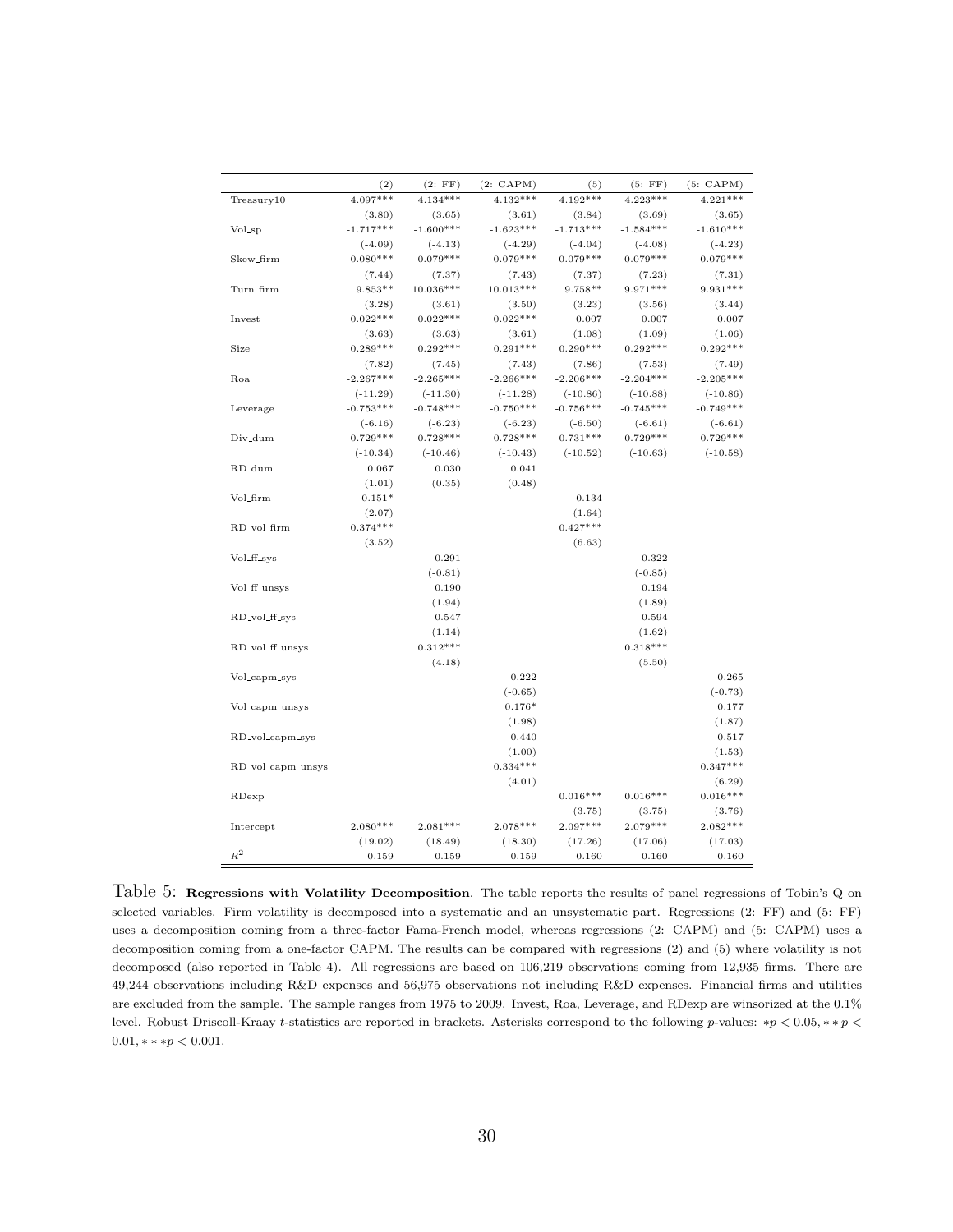|  | (2) | (2: FF) | (2: CAPM) | (5) | (5: FF) | (5: CAPM) |
|---|---|---|---|---|---|---|
| Treasury10 | 4.097*** | 4.134*** | 4.132*** | 4.192*** | 4.223*** | 4.221*** |
|  | (3.80) | (3.65) | (3.61) | (3.84) | (3.69) | (3.65) |
| Vol_sp | -1.717*** | -1.600*** | -1.623*** | -1.713*** | -1.584*** | -1.610*** |
|  | (-4.09) | (-4.13) | (-4.29) | (-4.04) | (-4.08) | (-4.23) |
| Skew_firm | 0.080*** | 0.079*** | 0.079*** | 0.079*** | 0.079*** | 0.079*** |
|  | (7.44) | (7.37) | (7.43) | (7.37) | (7.23) | (7.31) |
| Turn_firm | 9.853** | 10.036*** | 10.013*** | 9.758** | 9.971*** | 9.931*** |
|  | (3.28) | (3.61) | (3.50) | (3.23) | (3.56) | (3.44) |
| Invest | 0.022*** | 0.022*** | 0.022*** | 0.007 | 0.007 | 0.007 |
|  | (3.63) | (3.63) | (3.61) | (1.08) | (1.09) | (1.06) |
| Size | 0.289*** | 0.292*** | 0.291*** | 0.290*** | 0.292*** | 0.292*** |
|  | (7.82) | (7.45) | (7.43) | (7.86) | (7.53) | (7.49) |
| Roa | -2.267*** | -2.265*** | -2.266*** | -2.206*** | -2.204*** | -2.205*** |
|  | (-11.29) | (-11.30) | (-11.28) | (-10.86) | (-10.88) | (-10.86) |
| Leverage | -0.753*** | -0.748*** | -0.750*** | -0.756*** | -0.745*** | -0.749*** |
|  | (-6.16) | (-6.23) | (-6.23) | (-6.50) | (-6.61) | (-6.61) |
| Div_dum | -0.729*** | -0.728*** | -0.728*** | -0.731*** | -0.729*** | -0.729*** |
|  | (-10.34) | (-10.46) | (-10.43) | (-10.52) | (-10.63) | (-10.58) |
| RD_dum | 0.067 | 0.030 | 0.041 |  |  |  |
|  | (1.01) | (0.35) | (0.48) |  |  |  |
| Vol_firm | 0.151* |  |  | 0.134 |  |  |
|  | (2.07) |  |  | (1.64) |  |  |
| RD_vol_firm | 0.374*** |  |  | 0.427*** |  |  |
|  | (3.52) |  |  | (6.63) |  |  |
| Vol_ff_sys |  | -0.291 |  |  | -0.322 |  |
|  |  | (-0.81) |  |  | (-0.85) |  |
| Vol_ff_unsys |  | 0.190 |  |  | 0.194 |  |
|  |  | (1.94) |  |  | (1.89) |  |
| RD_vol_ff_sys |  | 0.547 |  |  | 0.594 |  |
|  |  | (1.14) |  |  | (1.62) |  |
| RD_vol_ff_unsys |  | 0.312*** |  |  | 0.318*** |  |
|  |  | (4.18) |  |  | (5.50) |  |
| Vol_capm_sys |  |  | -0.222 |  |  | -0.265 |
|  |  |  | (-0.65) |  |  | (-0.73) |
| Vol_capm_unsys |  |  | 0.176* |  |  | 0.177 |
|  |  |  | (1.98) |  |  | (1.87) |
| RD_vol_capm_sys |  |  | 0.440 |  |  | 0.517 |
|  |  |  | (1.00) |  |  | (1.53) |
| RD_vol_capm_unsys |  |  | 0.334*** |  |  | 0.347*** |
|  |  |  | (4.01) |  |  | (6.29) |
| RDexp |  |  |  | 0.016*** | 0.016*** | 0.016*** |
|  |  |  |  | (3.75) | (3.75) | (3.76) |
| Intercept | 2.080*** | 2.081*** | 2.078*** | 2.097*** | 2.079*** | 2.082*** |
|  | (19.02) | (18.49) | (18.30) | (17.26) | (17.06) | (17.03) |
| $R^2$ | 0.159 | 0.159 | 0.159 | 0.160 | 0.160 | 0.160 |

Table 5: **Regressions with Volatility Decomposition**. The table reports the results of panel regressions of Tobin's Q on selected variables. Firm volatility is decomposed into a systematic and an unsystematic part. Regressions (2: FF) and (5: FF) uses a decomposition coming from a three-factor Fama-French model, whereas regressions (2: CAPM) and (5: CAPM) uses a decomposition coming from a one-factor CAPM. The results can be compared with regressions (2) and (5) where volatility is not decomposed (also reported in Table 4). All regressions are based on 106,219 observations coming from 12,935 firms. There are 49,244 observations including R&D expenses and 56,975 observations not including R&D expenses. Financial firms and utilities are excluded from the sample. The sample ranges from 1975 to 2009. Invest, Roa, Leverage, and RDexp are winsorized at the 0.1% level. Robust Driscoll-Kraay $t$-statistics are reported in brackets. Asterisks correspond to the following $p$-values: $*p < 0.05, **p < 0.01, ***p < 0.001$.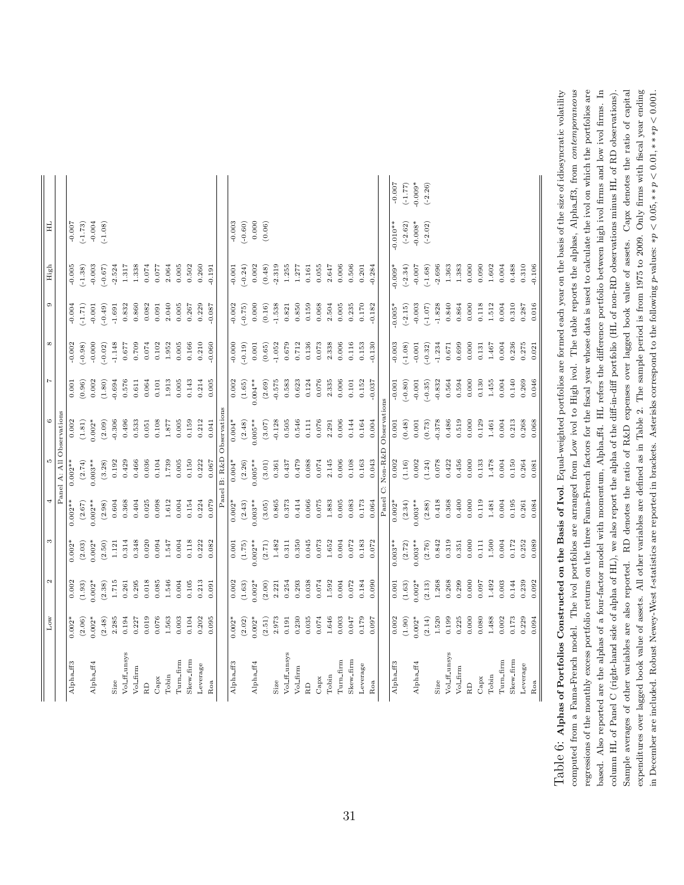| | Low | 2 | 3 | 4 | 5 | 6 | 7 | 8 | 9 | High | HL |
|---|---|---|---|---|---|---|---|---|---|---|---|
| | | | | | Panel A: All Observations | | | | | | |
| Alpha_ff3 | 0.002* | 0.002 | 0.002* | 0.002** | 0.002** | 0.002 | 0.001 | -0.002 | -0.004 | -0.005 | -0.007 |
| | (2.06) | (1.93) | (2.03) | (2.67) | (2.74) | (1.81) | (0.96) | (-0.98) | (-1.71) | (-1.38) | (-1.73) |
| Alpha_ff4 | 0.002* | 0.002* | 0.002* | 0.002** | 0.003** | 0.002* | 0.002 | -0.000 | -0.001 | -0.003 | -0.004 |
| | (2.48) | (2.38) | (2.50) | (2.98) | (3.28) | (2.09) | (1.80) | (-0.02) | (-0.49) | (-0.67) | (-1.08) |
| Size | 2.285 | 1.715 | 1.121 | 0.604 | 0.192 | -0.306 | -0.694 | -1.148 | -1.691 | -2.524 | |
| Vol_ff_unsys | 0.194 | 0.261 | 0.314 | 0.368 | 0.429 | 0.496 | 0.576 | 0.677 | 0.832 | 1.317 | |
| Vol_firm | 0.227 | 0.295 | 0.348 | 0.404 | 0.466 | 0.533 | 0.611 | 0.709 | 0.860 | 1.338 | |
| RD | 0.019 | 0.018 | 0.020 | 0.025 | 0.036 | 0.051 | 0.064 | 0.074 | 0.082 | 0.074 | |
| Capx | 0.076 | 0.085 | 0.094 | 0.098 | 0.104 | 0.108 | 0.101 | 0.102 | 0.091 | 0.077 | |
| Tobin | 1.563 | 1.546 | 1.547 | 1.612 | 1.739 | 1.877 | 1.913 | 1.952 | 2.040 | 2.064 | |
| Turn_firm | 0.003 | 0.004 | 0.004 | 0.004 | 0.005 | 0.005 | 0.005 | 0.005 | 0.005 | 0.005 | |
| Skew_firm | 0.104 | 0.105 | 0.118 | 0.154 | 0.150 | 0.159 | 0.143 | 0.166 | 0.267 | 0.502 | |
| Leverage | 0.202 | 0.213 | 0.222 | 0.224 | 0.222 | 0.212 | 0.214 | 0.210 | 0.229 | 0.260 | |
| Roa | 0.095 | 0.091 | 0.082 | 0.079 | 0.067 | 0.041 | 0.005 | -0.060 | -0.087 | -0.191 | |
| | | | | | Panel B: R&D Observations | | | | | | |
| Alpha_ff3 | 0.002* | 0.002 | 0.001 | 0.002* | 0.004* | 0.004* | 0.002 | -0.000 | -0.002 | -0.001 | -0.003 |
| | (2.02) | (1.63) | (1.75) | (2.43) | (2.26) | (2.48) | (1.65) | (-0.19) | (-0.75) | (-0.24) | (-0.60) |
| Alpha_ff4 | 0.002* | 0.002* | 0.002** | 0.003** | 0.005** | 0.005** | 0.004** | 0.001 | 0.000 | 0.002 | 0.000 |
| | (2.51) | (2.00) | (2.71) | (3.05) | (3.01) | (3.07) | (2.69) | (0.65) | (0.16) | (0.48) | (0.06) |
| Size | 2.973 | 2.221 | 1.482 | 0.865 | 0.361 | -0.128 | -0.575 | -1.052 | -1.538 | -2.319 | |
| Vol_ff_unsys | 0.191 | 0.254 | 0.311 | 0.373 | 0.437 | 0.505 | 0.583 | 0.679 | 0.821 | 1.255 | |
| Vol_firm | 0.230 | 0.293 | 0.350 | 0.414 | 0.479 | 0.546 | 0.623 | 0.712 | 0.850 | 1.277 | |
| RD | 0.035 | 0.038 | 0.045 | 0.066 | 0.088 | 0.111 | 0.124 | 0.136 | 0.159 | 0.161 | |
| Capx | 0.074 | 0.074 | 0.073 | 0.075 | 0.074 | 0.076 | 0.076 | 0.073 | 0.068 | 0.055 | |
| Tobin | 1.646 | 1.592 | 1.652 | 1.883 | 2.145 | 2.291 | 2.335 | 2.338 | 2.504 | 2.647 | |
| Turn_firm | 0.003 | 0.004 | 0.004 | 0.005 | 0.006 | 0.006 | 0.006 | 0.006 | 0.005 | 0.006 | |
| Skew_firm | 0.047 | 0.072 | 0.072 | 0.083 | 0.108 | 0.144 | 0.101 | 0.116 | 0.235 | 0.506 | |
| Leverage | 0.179 | 0.184 | 0.183 | 0.173 | 0.163 | 0.164 | 0.152 | 0.153 | 0.170 | 0.201 | |
| Roa | 0.097 | 0.090 | 0.072 | 0.064 | 0.043 | 0.004 | -0.037 | -0.130 | -0.182 | -0.284 | |
| | | | | | Panel C: Non-R&D Observations | | | | | | |
| Alpha_ff3 | 0.002 | 0.001 | 0.003** | 0.002* | 0.002 | 0.001 | -0.001 | -0.003 | -0.005* | -0.009* | -0.010** | -0.007 |
| | (1.90) | (1.63) | (2.72) | (2.34) | (1.16) | (0.48) | (-0.80) | (-1.08) | (-2.15) | (-2.34) | (-2.62) | (-1.77) |
| Alpha_ff4 | 0.002* | 0.002* | 0.003** | 0.003** | 0.002 | 0.001 | -0.001 | -0.001 | -0.003 | -0.007 | -0.008* | -0.009* |
| | (2.14) | (2.13) | (2.76) | (2.88) | (1.24) | (0.73) | (-0.35) | (-0.32) | (-1.07) | (-1.68) | (-2.02) | (-2.26) |
| Size | 1.520 | 1.268 | 0.842 | 0.418 | 0.078 | -0.378 | -0.832 | -1.234 | -1.828 | -2.696 | |
| Vol_ff_unsys | 0.199 | 0.268 | 0.319 | 0.368 | 0.422 | 0.486 | 0.564 | 0.671 | 0.840 | 1.363 | |
| Vol_firm | 0.225 | 0.299 | 0.351 | 0.400 | 0.456 | 0.519 | 0.594 | 0.699 | 0.864 | 1.383 | |
| RD | 0.000 | 0.000 | 0.000 | 0.000 | 0.000 | 0.000 | 0.000 | 0.000 | 0.000 | 0.000 | |
| Capx | 0.080 | 0.097 | 0.111 | 0.119 | 0.133 | 0.129 | 0.130 | 0.131 | 0.118 | 0.090 | |
| Tobin | 1.488 | 1.492 | 1.500 | 1.481 | 1.478 | 1.461 | 1.455 | 1.467 | 1.512 | 1.602 | |
| Turn_firm | 0.002 | 0.003 | 0.004 | 0.004 | 0.004 | 0.004 | 0.004 | 0.004 | 0.004 | 0.004 | |
| Skew_firm | 0.173 | 0.144 | 0.172 | 0.195 | 0.150 | 0.213 | 0.140 | 0.236 | 0.310 | 0.488 | |
| Leverage | 0.229 | 0.239 | 0.252 | 0.261 | 0.264 | 0.268 | 0.269 | 0.275 | 0.287 | 0.310 | |
| Roa | 0.094 | 0.092 | 0.089 | 0.084 | 0.081 | 0.068 | 0.046 | 0.021 | 0.016 | -0.106 | |

Table 6: **Alphas of Portfolios Constructed on the Basis of Ivol**. Equal-weighted portfolios are formed each year on the basis of the size of idiosyncratic volatility computed from a Fama-French model. The ivol portfolios are arranged from Low ivol to High ivol. The table reports the alphas, Alpha_ff3, from *contemporaneous* regressions of the monthly excess portfolio returns on the three Fama-French factors for the fiscal year whose data is used to calculate the ivol on which the portfolios are based. Also reported are the alphas of a four-factor model with momentum, Alpha_ff4. HL refers the difference portfolio between high ivol firms and low ivol firms. In column HL of Panel C (right-hand side of alpha of HL), we also report the alpha of the diff-in-diff portfolio (HL of non-RD observations minus HL of RD observations). Sample averages of other variables are also reported. RD denotes the ratio of R&D expenses over lagged book value of assets. Capx denotes the ratio of capital expenditures over lagged book value of assets. All other variables are defined as in Table 2. The sample period is from 1975 to 2009. Only firms with fiscal year ending in December are included. Robust Newey-West $t$-statistics are reported in brackets. Asterisks correspond to the following $p$-values: $*p < 0.05, **p < 0.01, ***p < 0.001$.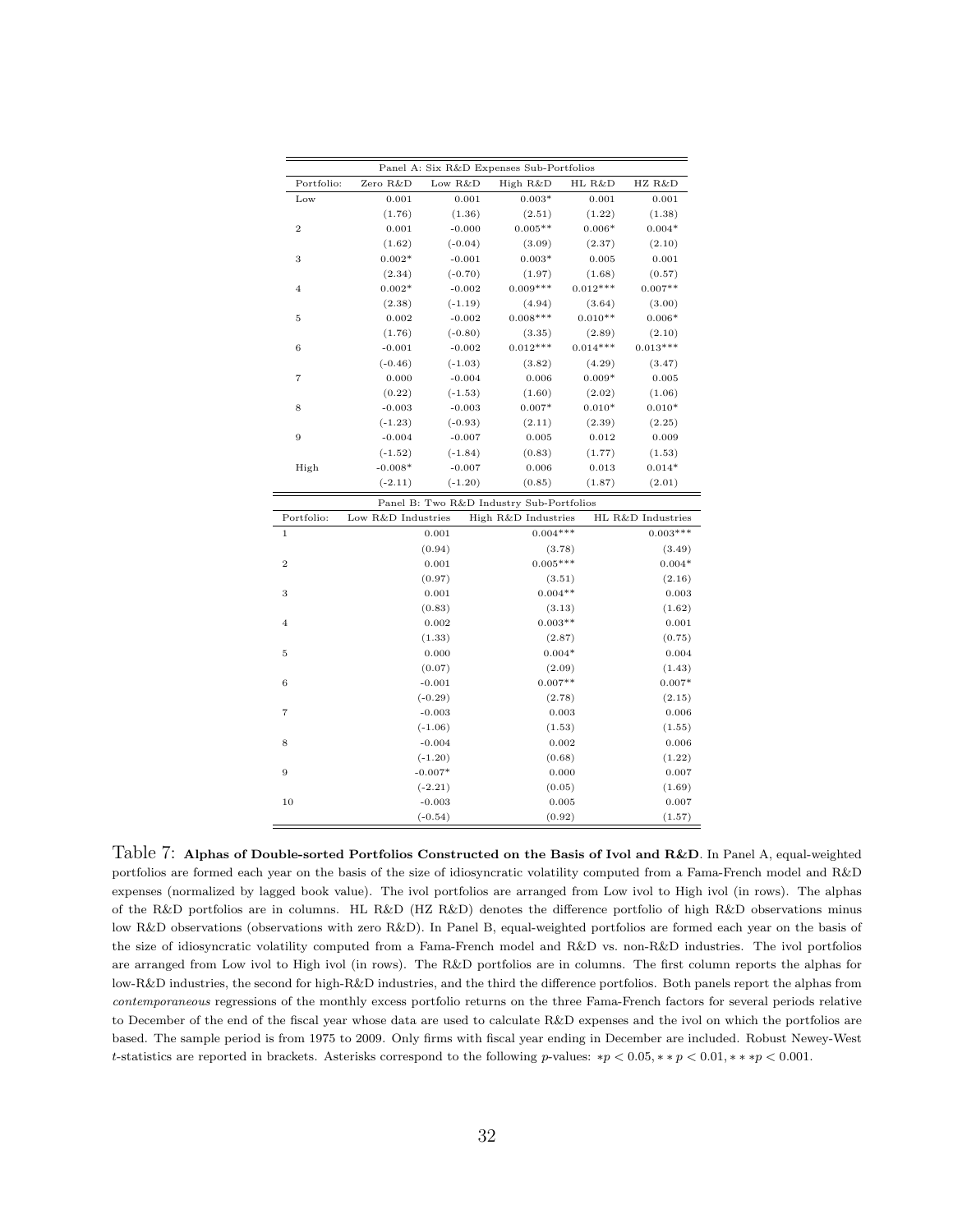| Panel A: Six R&D Expenses Sub-Portfolios | | | | | |
|---|---|---|---|---|---|
| Portfolio: | Zero R&D | Low R&D | High R&D | HL R&D | HZ R&D |
| Low | 0.001 | 0.001 | 0.003* | 0.001 | 0.001 |
| | (1.76) | (1.36) | (2.51) | (1.22) | (1.38) |
| 2 | 0.001 | -0.000 | 0.005** | 0.006* | 0.004* |
| | (1.62) | (-0.04) | (3.09) | (2.37) | (2.10) |
| 3 | 0.002* | -0.001 | 0.003* | 0.005 | 0.001 |
| | (2.34) | (-0.70) | (1.97) | (1.68) | (0.57) |
| 4 | 0.002* | -0.002 | 0.009*** | 0.012*** | 0.007** |
| | (2.38) | (-1.19) | (4.94) | (3.64) | (3.00) |
| 5 | 0.002 | -0.002 | 0.008*** | 0.010** | 0.006* |
| | (1.76) | (-0.80) | (3.35) | (2.89) | (2.10) |
| 6 | -0.001 | -0.002 | 0.012*** | 0.014*** | 0.013*** |
| | (-0.46) | (-1.03) | (3.82) | (4.29) | (3.47) |
| 7 | 0.000 | -0.004 | 0.006 | 0.009* | 0.005 |
| | (0.22) | (-1.53) | (1.60) | (2.02) | (1.06) |
| 8 | -0.003 | -0.003 | 0.007* | 0.010* | 0.010* |
| | (-1.23) | (-0.93) | (2.11) | (2.39) | (2.25) |
| 9 | -0.004 | -0.007 | 0.005 | 0.012 | 0.009 |
| | (-1.52) | (-1.84) | (0.83) | (1.77) | (1.53) |
| High | -0.008* | -0.007 | 0.006 | 0.013 | 0.014* |
| | (-2.11) | (-1.20) | (0.85) | (1.87) | (2.01) |

| Panel B: Two R&D Industry Sub-Portfolios | | | |
|---|---|---|---|
| Portfolio: | Low R&D Industries | High R&D Industries | HL R&D Industries |
| 1 | 0.001 | 0.004*** | 0.003*** |
| | (0.94) | (3.78) | (3.49) |
| 2 | 0.001 | 0.005*** | 0.004* |
| | (0.97) | (3.51) | (2.16) |
| 3 | 0.001 | 0.004** | 0.003 |
| | (0.83) | (3.13) | (1.62) |
| 4 | 0.002 | 0.003** | 0.001 |
| | (1.33) | (2.87) | (0.75) |
| 5 | 0.000 | 0.004* | 0.004 |
| | (0.07) | (2.09) | (1.43) |
| 6 | -0.001 | 0.007** | 0.007* |
| | (-0.29) | (2.78) | (2.15) |
| 7 | -0.003 | 0.003 | 0.006 |
| | (-1.06) | (1.53) | (1.55) |
| 8 | -0.004 | 0.002 | 0.006 |
| | (-1.20) | (0.68) | (1.22) |
| 9 | -0.007* | 0.000 | 0.007 |
| | (-2.21) | (0.05) | (1.69) |
| 10 | -0.003 | 0.005 | 0.007 |
| | (-0.54) | (0.92) | (1.57) |

Table 7: **Alphas of Double-sorted Portfolios Constructed on the Basis of Ivol and R&D**. In Panel A, equal-weighted portfolios are formed each year on the basis of the size of idiosyncratic volatility computed from a Fama-French model and R&D expenses (normalized by lagged book value). The ivol portfolios are arranged from Low ivol to High ivol (in rows). The alphas of the R&D portfolios are in columns. HL R&D (HZ R&D) denotes the difference portfolio of high R&D observations minus low R&D observations (observations with zero R&D). In Panel B, equal-weighted portfolios are formed each year on the basis of the size of idiosyncratic volatility computed from a Fama-French model and R&D vs. non-R&D industries. The ivol portfolios are arranged from Low ivol to High ivol (in rows). The R&D portfolios are in columns. The first column reports the alphas for low-R&D industries, the second for high-R&D industries, and the third the difference portfolios. Both panels report the alphas from *contemporaneous* regressions of the monthly excess portfolio returns on the three Fama-French factors for several periods relative to December of the end of the fiscal year whose data are used to calculate R&D expenses and the ivol on which the portfolios are based. The sample period is from 1975 to 2009. Only firms with fiscal year ending in December are included. Robust Newey-West $t$-statistics are reported in brackets. Asterisks correspond to the following $p$-values: $*p < 0.05, **p < 0.01, ***p < 0.001$.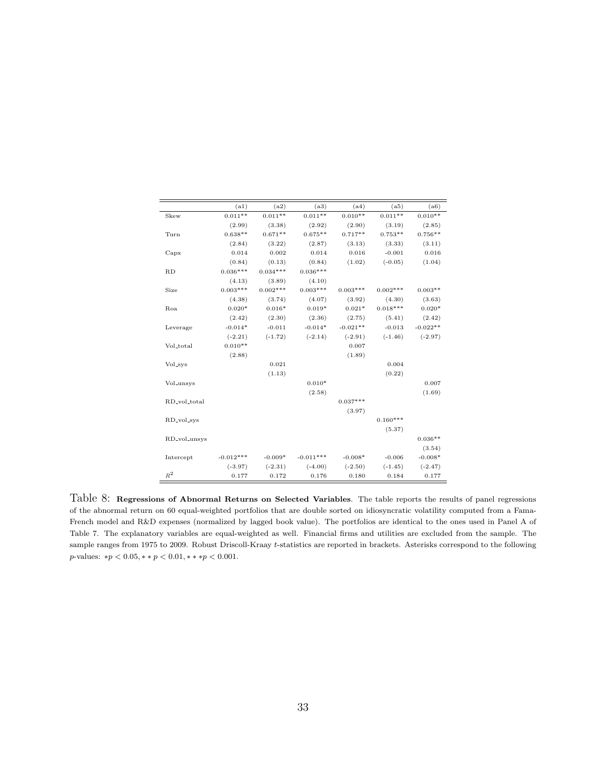| | (a1) | (a2) | (a3) | (a4) | (a5) | (a6) |
|---|---|---|---|---|---|---|
| Skew | 0.011** | 0.011** | 0.011** | 0.010** | 0.011** | 0.010** |
| | (2.99) | (3.38) | (2.92) | (2.90) | (3.19) | (2.85) |
| Turn | 0.638** | 0.671** | 0.675** | 0.717** | 0.753** | 0.756** |
| | (2.84) | (3.22) | (2.87) | (3.13) | (3.33) | (3.11) |
| Capx | 0.014 | 0.002 | 0.014 | 0.016 | -0.001 | 0.016 |
| | (0.84) | (0.13) | (0.84) | (1.02) | (-0.05) | (1.04) |
| RD | 0.036*** | 0.034*** | 0.036*** | | | |
| | (4.13) | (3.89) | (4.10) | | | |
| Size | 0.003*** | 0.002*** | 0.003*** | 0.003*** | 0.002*** | 0.003** |
| | (4.38) | (3.74) | (4.07) | (3.92) | (4.30) | (3.63) |
| Roa | 0.020* | 0.016* | 0.019* | 0.021* | 0.018*** | 0.020* |
| | (2.42) | (2.30) | (2.36) | (2.75) | (5.41) | (2.42) |
| Leverage | -0.014* | -0.011 | -0.014* | -0.021** | -0.013 | -0.022** |
| | (-2.21) | (-1.72) | (-2.14) | (-2.91) | (-1.46) | (-2.97) |
| Vol_total | 0.010** | | | 0.007 | | |
| | (2.88) | | | (1.89) | | |
| Vol_sys | | 0.021 | | | 0.004 | |
| | | (1.13) | | | (0.22) | |
| Vol_unsys | | | 0.010* | | | 0.007 |
| | | | (2.58) | | | (1.69) |
| RD_vol_total | | | | 0.037*** | | |
| | | | | (3.97) | | |
| RD_vol_sys | | | | | 0.160*** | |
| | | | | | (5.37) | |
| RD_vol_unsys | | | | | | 0.036** |
| | | | | | | (3.54) |
| Intercept | -0.012*** | -0.009* | -0.011*** | -0.008* | -0.006 | -0.008* |
| | (-3.97) | (-2.31) | (-4.00) | (-2.50) | (-1.45) | (-2.47) |
| $R^2$ | 0.177 | 0.172 | 0.176 | 0.180 | 0.184 | 0.177 |

Table 8: **Regressions of Abnormal Returns on Selected Variables**. The table reports the results of panel regressions of the abnormal return on 60 equal-weighted portfolios that are double sorted on idiosyncratic volatility computed from a Fama-French model and R&D expenses (normalized by lagged book value). The portfolios are identical to the ones used in Panel A of Table 7. The explanatory variables are equal-weighted as well. Financial firms and utilities are excluded from the sample. The sample ranges from 1975 to 2009. Robust Driscoll-Kraay $t$-statistics are reported in brackets. Asterisks correspond to the following $p$-values: $*p < 0.05, **p < 0.01, ***p < 0.001$.